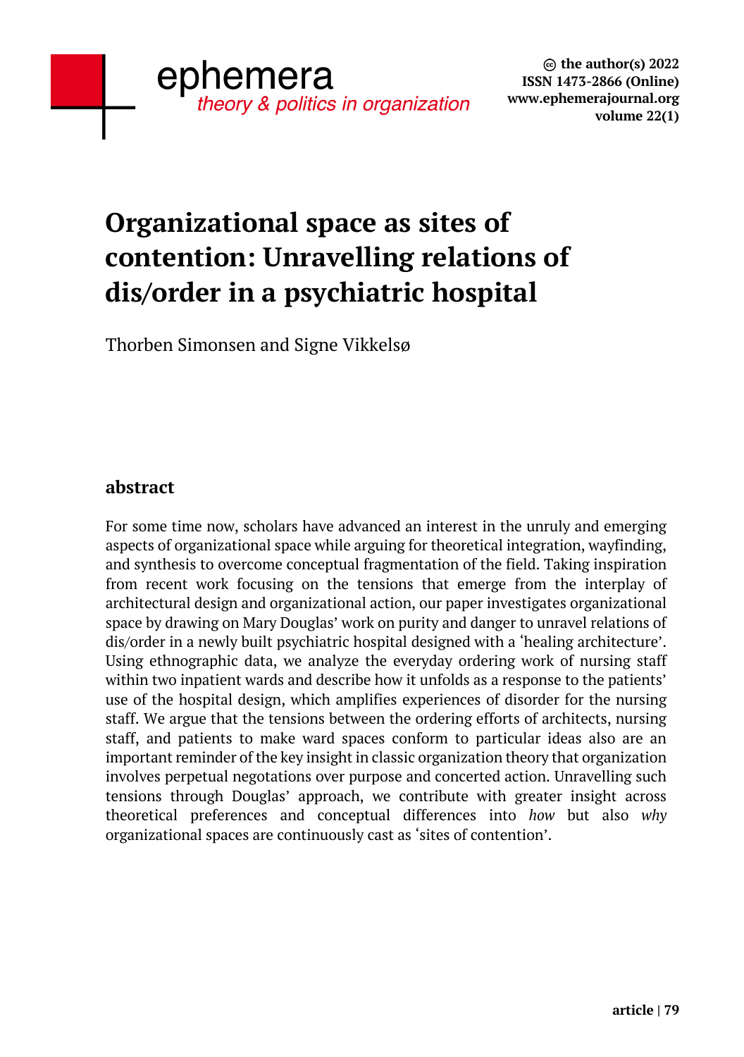# Organizational space as sites of contention: Unravelling relations of dis/order in a psychiatric hospital

Thorben Simonsen and Signe Vikkelsø

## abstract

For some time now, scholars have advanced an interest in the unruly and emerging aspects of organizational space while arguing for theoretical integration, wayfinding, and synthesis to overcome conceptual fragmentation of the field. Taking inspiration from recent work focusing on the tensions that emerge from the interplay of architectural design and organizational action, our paper investigates organizational space by drawing on Mary Douglas' work on purity and danger to unravel relations of dis/order in a newly built psychiatric hospital designed with a 'healing architecture'. Using ethnographic data, we analyze the everyday ordering work of nursing staff within two inpatient wards and describe how it unfolds as a response to the patients' use of the hospital design, which amplifies experiences of disorder for the nursing staff. We argue that the tensions between the ordering efforts of architects, nursing staff, and patients to make ward spaces conform to particular ideas also are an important reminder of the key insight in classic organization theory that organization involves perpetual negotiations over purpose and concerted action. Unravelling such tensions through Douglas' approach, we contribute with greater insight across theoretical preferences and conceptual differences into *how* but also *why* organizational spaces are continuously cast as 'sites of contention'.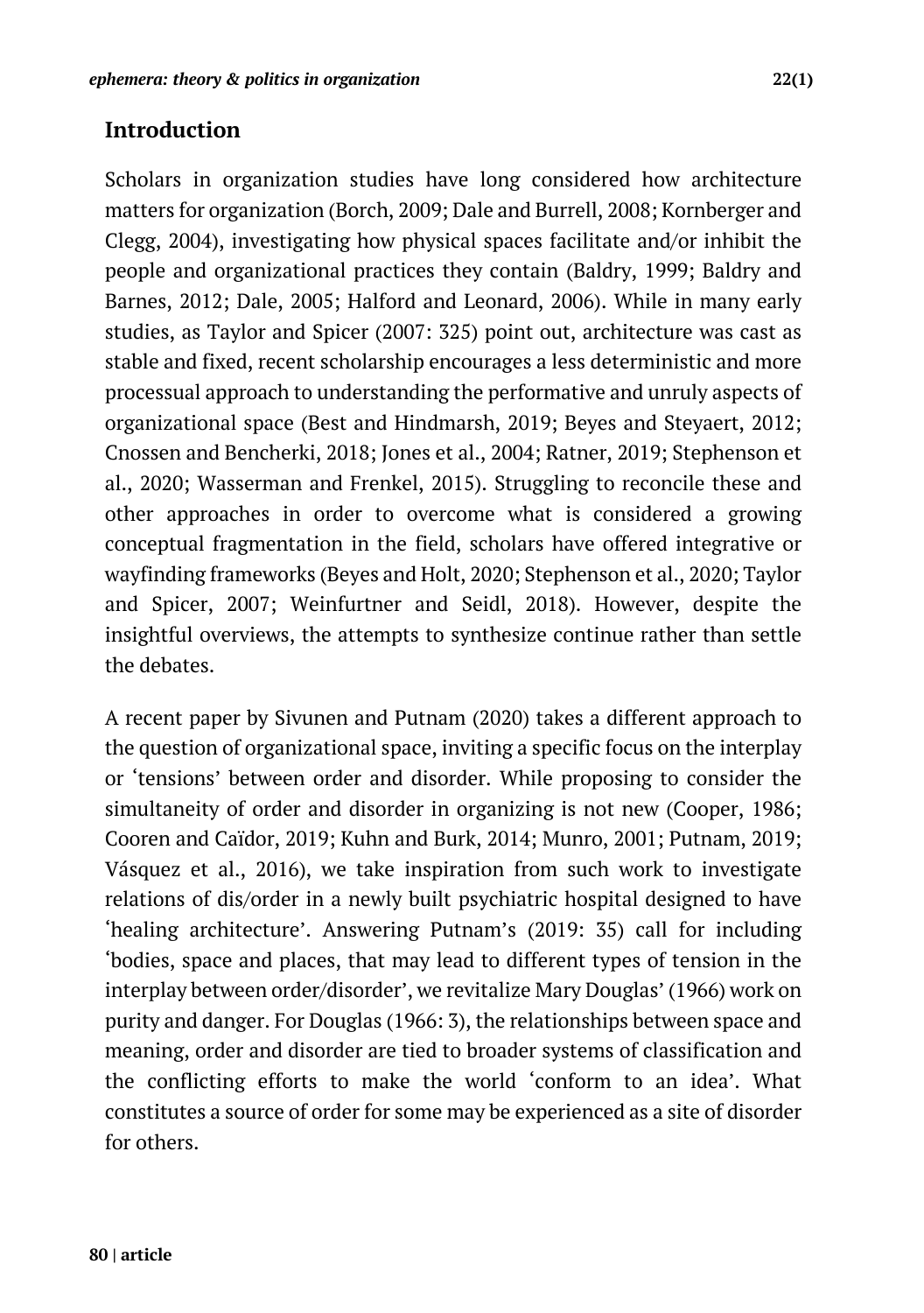## Introduction

Scholars in organization studies have long considered how architecture matters for organization (Borch, 2009; Dale and Burrell, 2008; Kornberger and Clegg, 2004), investigating how physical spaces facilitate and/or inhibit the people and organizational practices they contain (Baldry, 1999; Baldry and Barnes, 2012; Dale, 2005; Halford and Leonard, 2006). While in many early studies, as Taylor and Spicer (2007: 325) point out, architecture was cast as stable and fixed, recent scholarship encourages a less deterministic and more processual approach to understanding the performative and unruly aspects of organizational space (Best and Hindmarsh, 2019; Beyes and Steyaert, 2012; Cnossen and Bencherki, 2018; Jones et al., 2004; Ratner, 2019; Stephenson et al., 2020; Wasserman and Frenkel, 2015). Struggling to reconcile these and other approaches in order to overcome what is considered a growing conceptual fragmentation in the field, scholars have offered integrative or wayfinding frameworks (Beyes and Holt, 2020; Stephenson et al., 2020; Taylor and Spicer, 2007; Weinfurtner and Seidl, 2018). However, despite the insightful overviews, the attempts to synthesize continue rather than settle the debates.

A recent paper by Sivunen and Putnam (2020) takes a different approach to the question of organizational space, inviting a specific focus on the interplay or 'tensions' between order and disorder. While proposing to consider the simultaneity of order and disorder in organizing is not new (Cooper, 1986; Cooren and Caïdor, 2019; Kuhn and Burk, 2014; Munro, 2001; Putnam, 2019; Vásquez et al., 2016), we take inspiration from such work to investigate relations of dis/order in a newly built psychiatric hospital designed to have 'healing architecture'. Answering Putnam's (2019: 35) call for including 'bodies, space and places, that may lead to different types of tension in the interplay between order/disorder', we revitalize Mary Douglas' (1966) work on purity and danger. For Douglas (1966: 3), the relationships between space and meaning, order and disorder are tied to broader systems of classification and the conflicting efforts to make the world 'conform to an idea'. What constitutes a source of order for some may be experienced as a site of disorder for others.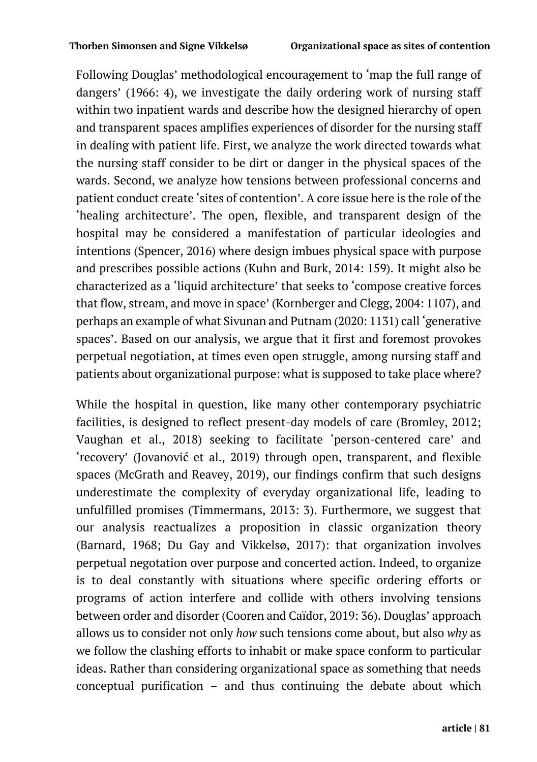Following Douglas' methodological encouragement to 'map the full range of dangers' (1966: 4), we investigate the daily ordering work of nursing staff within two inpatient wards and describe how the designed hierarchy of open and transparent spaces amplifies experiences of disorder for the nursing staff in dealing with patient life. First, we analyze the work directed towards what the nursing staff consider to be dirt or danger in the physical spaces of the wards. Second, we analyze how tensions between professional concerns and patient conduct create 'sites of contention'. A core issue here is the role of the 'healing architecture'. The open, flexible, and transparent design of the hospital may be considered a manifestation of particular ideologies and intentions (Spencer, 2016) where design imbues physical space with purpose and prescribes possible actions (Kuhn and Burk, 2014: 159). It might also be characterized as a 'liquid architecture' that seeks to 'compose creative forces that flow, stream, and move in space' (Kornberger and Clegg, 2004: 1107), and perhaps an example of what Sivunan and Putnam (2020: 1131) call 'generative spaces'. Based on our analysis, we argue that it first and foremost provokes perpetual negotiation, at times even open struggle, among nursing staff and patients about organizational purpose: what is supposed to take place where?

While the hospital in question, like many other contemporary psychiatric facilities, is designed to reflect present-day models of care (Bromley, 2012; Vaughan et al., 2018) seeking to facilitate 'person-centered care' and 'recovery' (Jovanović et al., 2019) through open, transparent, and flexible spaces (McGrath and Reavey, 2019), our findings confirm that such designs underestimate the complexity of everyday organizational life, leading to unfulfilled promises (Timmermans, 2013: 3). Furthermore, we suggest that our analysis reactualizes a proposition in classic organization theory (Barnard, 1968; Du Gay and Vikkelsø, 2017): that organization involves perpetual negotation over purpose and concerted action. Indeed, to organize is to deal constantly with situations where specific ordering efforts or programs of action interfere and collide with others involving tensions between order and disorder (Cooren and Caïdor, 2019: 36). Douglas' approach allows us to consider not only *how* such tensions come about, but also *why* as we follow the clashing efforts to inhabit or make space conform to particular ideas. Rather than considering organizational space as something that needs conceptual purification – and thus continuing the debate about which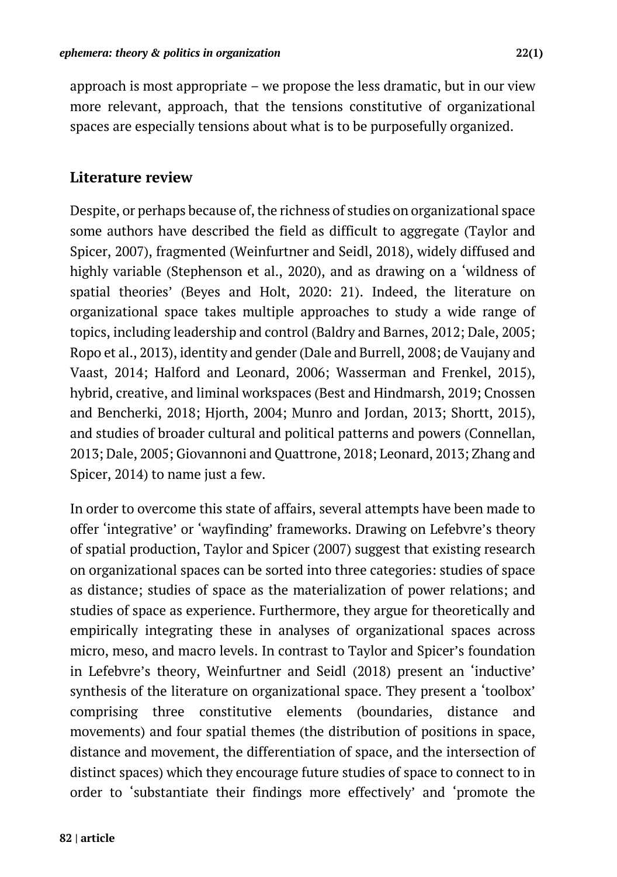approach is most appropriate – we propose the less dramatic, but in our view more relevant, approach, that the tensions constitutive of organizational spaces are especially tensions about what is to be purposefully organized.

## Literature review

Despite, or perhaps because of, the richness of studies on organizational space some authors have described the field as difficult to aggregate (Taylor and Spicer, 2007), fragmented (Weinfurtner and Seidl, 2018), widely diffused and highly variable (Stephenson et al., 2020), and as drawing on a 'wildness of spatial theories' (Beyes and Holt, 2020: 21). Indeed, the literature on organizational space takes multiple approaches to study a wide range of topics, including leadership and control (Baldry and Barnes, 2012; Dale, 2005; Ropo et al., 2013), identity and gender (Dale and Burrell, 2008; de Vaujany and Vaast, 2014; Halford and Leonard, 2006; Wasserman and Frenkel, 2015), hybrid, creative, and liminal workspaces (Best and Hindmarsh, 2019; Cnossen and Bencherki, 2018; Hjorth, 2004; Munro and Jordan, 2013; Shortt, 2015), and studies of broader cultural and political patterns and powers (Connellan, 2013; Dale, 2005; Giovannoni and Quattrone, 2018; Leonard, 2013; Zhang and Spicer, 2014) to name just a few.

In order to overcome this state of affairs, several attempts have been made to offer 'integrative' or 'wayfinding' frameworks. Drawing on Lefebvre's theory of spatial production, Taylor and Spicer (2007) suggest that existing research on organizational spaces can be sorted into three categories: studies of space as distance; studies of space as the materialization of power relations; and studies of space as experience. Furthermore, they argue for theoretically and empirically integrating these in analyses of organizational spaces across micro, meso, and macro levels. In contrast to Taylor and Spicer's foundation in Lefebvre's theory, Weinfurtner and Seidl (2018) present an 'inductive' synthesis of the literature on organizational space. They present a 'toolbox' comprising three constitutive elements (boundaries, distance and movements) and four spatial themes (the distribution of positions in space, distance and movement, the differentiation of space, and the intersection of distinct spaces) which they encourage future studies of space to connect to in order to 'substantiate their findings more effectively' and 'promote the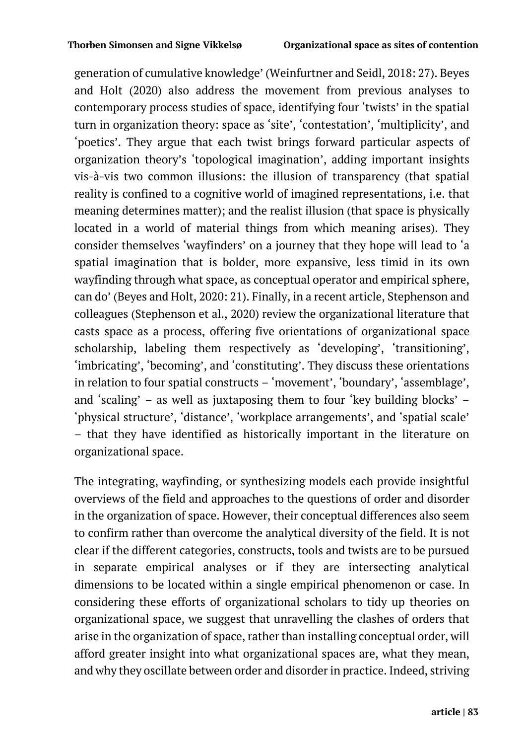generation of cumulative knowledge' (Weinfurtner and Seidl, 2018: 27). Beyes and Holt (2020) also address the movement from previous analyses to contemporary process studies of space, identifying four 'twists' in the spatial turn in organization theory: space as 'site', 'contestation', 'multiplicity', and 'poetics'. They argue that each twist brings forward particular aspects of organization theory's 'topological imagination', adding important insights vis-à-vis two common illusions: the illusion of transparency (that spatial reality is confined to a cognitive world of imagined representations, i.e. that meaning determines matter); and the realist illusion (that space is physically located in a world of material things from which meaning arises). They consider themselves 'wayfinders' on a journey that they hope will lead to 'a spatial imagination that is bolder, more expansive, less timid in its own wayfinding through what space, as conceptual operator and empirical sphere, can do' (Beyes and Holt, 2020: 21). Finally, in a recent article, Stephenson and colleagues (Stephenson et al., 2020) review the organizational literature that casts space as a process, offering five orientations of organizational space scholarship, labeling them respectively as 'developing', 'transitioning', 'imbricating', 'becoming', and 'constituting'. They discuss these orientations in relation to four spatial constructs – 'movement', 'boundary', 'assemblage', and 'scaling' – as well as juxtaposing them to four 'key building blocks' – 'physical structure', 'distance', 'workplace arrangements', and 'spatial scale' – that they have identified as historically important in the literature on organizational space.

The integrating, wayfinding, or synthesizing models each provide insightful overviews of the field and approaches to the questions of order and disorder in the organization of space. However, their conceptual differences also seem to confirm rather than overcome the analytical diversity of the field. It is not clear if the different categories, constructs, tools and twists are to be pursued in separate empirical analyses or if they are intersecting analytical dimensions to be located within a single empirical phenomenon or case. In considering these efforts of organizational scholars to tidy up theories on organizational space, we suggest that unravelling the clashes of orders that arise in the organization of space, rather than installing conceptual order, will afford greater insight into what organizational spaces are, what they mean, and why they oscillate between order and disorder in practice. Indeed, striving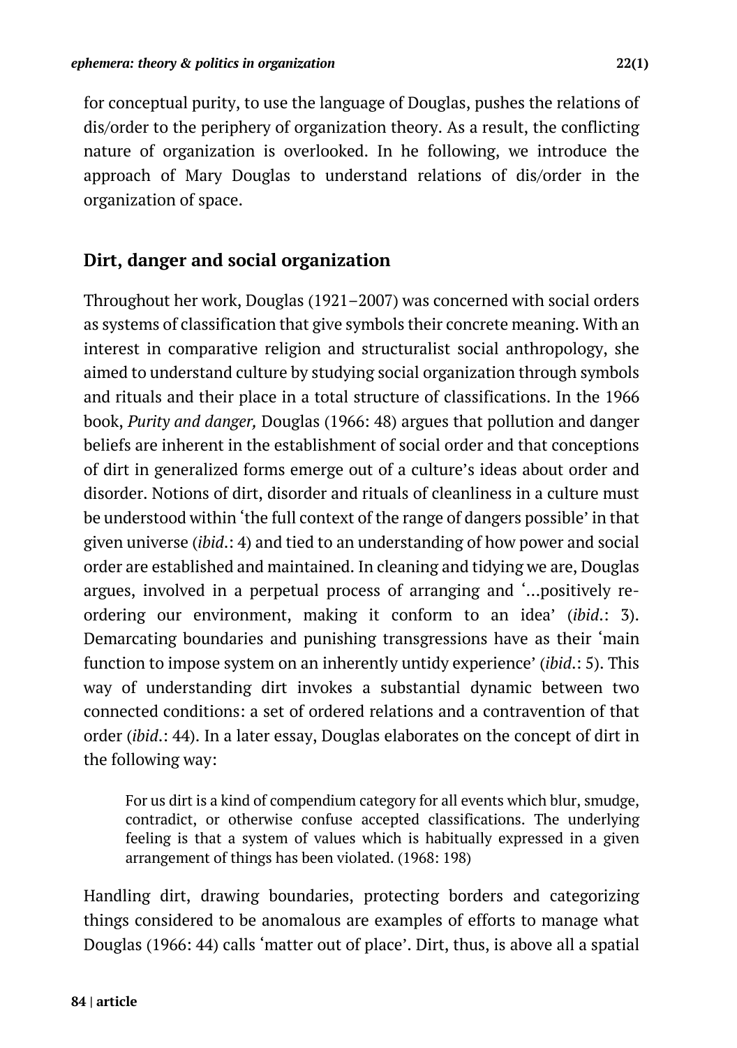for conceptual purity, to use the language of Douglas, pushes the relations of dis/order to the periphery of organization theory. As a result, the conflicting nature of organization is overlooked. In he following, we introduce the approach of Mary Douglas to understand relations of dis/order in the organization of space.

## Dirt, danger and social organization

Throughout her work, Douglas (1921–2007) was concerned with social orders as systems of classification that give symbols their concrete meaning. With an interest in comparative religion and structuralist social anthropology, she aimed to understand culture by studying social organization through symbols and rituals and their place in a total structure of classifications. In the 1966 book, *Purity and danger,* Douglas (1966: 48) argues that pollution and danger beliefs are inherent in the establishment of social order and that conceptions of dirt in generalized forms emerge out of a culture's ideas about order and disorder. Notions of dirt, disorder and rituals of cleanliness in a culture must be understood within 'the full context of the range of dangers possible' in that given universe (*ibid*.: 4) and tied to an understanding of how power and social order are established and maintained. In cleaning and tidying we are, Douglas argues, involved in a perpetual process of arranging and '...positively re-ordering our environment, making it conform to an idea' (*ibid*.: 3). Demarcating boundaries and punishing transgressions have as their 'main function to impose system on an inherently untidy experience' (*ibid*.: 5). This way of understanding dirt invokes a substantial dynamic between two connected conditions: a set of ordered relations and a contravention of that order (*ibid*.: 44). In a later essay, Douglas elaborates on the concept of dirt in the following way:

> For us dirt is a kind of compendium category for all events which blur, smudge, contradict, or otherwise confuse accepted classifications. The underlying feeling is that a system of values which is habitually expressed in a given arrangement of things has been violated. (1968: 198)

Handling dirt, drawing boundaries, protecting borders and categorizing things considered to be anomalous are examples of efforts to manage what Douglas (1966: 44) calls 'matter out of place'. Dirt, thus, is above all a spatial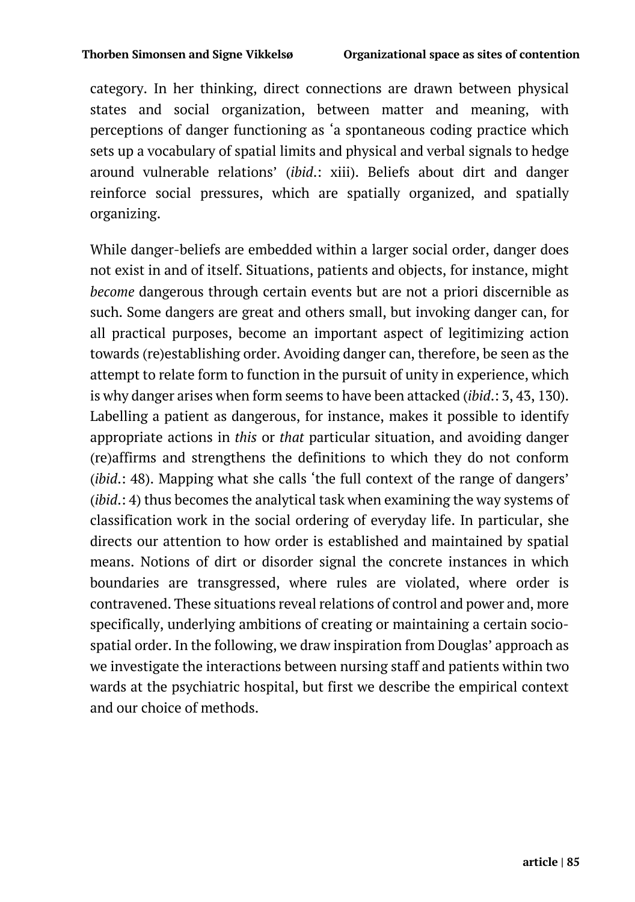category. In her thinking, direct connections are drawn between physical states and social organization, between matter and meaning, with perceptions of danger functioning as 'a spontaneous coding practice which sets up a vocabulary of spatial limits and physical and verbal signals to hedge around vulnerable relations' (*ibid*.: xiii). Beliefs about dirt and danger reinforce social pressures, which are spatially organized, and spatially organizing.

While danger-beliefs are embedded within a larger social order, danger does not exist in and of itself. Situations, patients and objects, for instance, might *become* dangerous through certain events but are not a priori discernible as such. Some dangers are great and others small, but invoking danger can, for all practical purposes, become an important aspect of legitimizing action towards (re)establishing order. Avoiding danger can, therefore, be seen as the attempt to relate form to function in the pursuit of unity in experience, which is why danger arises when form seems to have been attacked (*ibid*.: 3, 43, 130). Labelling a patient as dangerous, for instance, makes it possible to identify appropriate actions in *this* or *that* particular situation, and avoiding danger (re)affirms and strengthens the definitions to which they do not conform (*ibid*.: 48). Mapping what she calls 'the full context of the range of dangers' (*ibid*.: 4) thus becomes the analytical task when examining the way systems of classification work in the social ordering of everyday life. In particular, she directs our attention to how order is established and maintained by spatial means. Notions of dirt or disorder signal the concrete instances in which boundaries are transgressed, where rules are violated, where order is contravened. These situations reveal relations of control and power and, more specifically, underlying ambitions of creating or maintaining a certain socio-spatial order. In the following, we draw inspiration from Douglas' approach as we investigate the interactions between nursing staff and patients within two wards at the psychiatric hospital, but first we describe the empirical context and our choice of methods.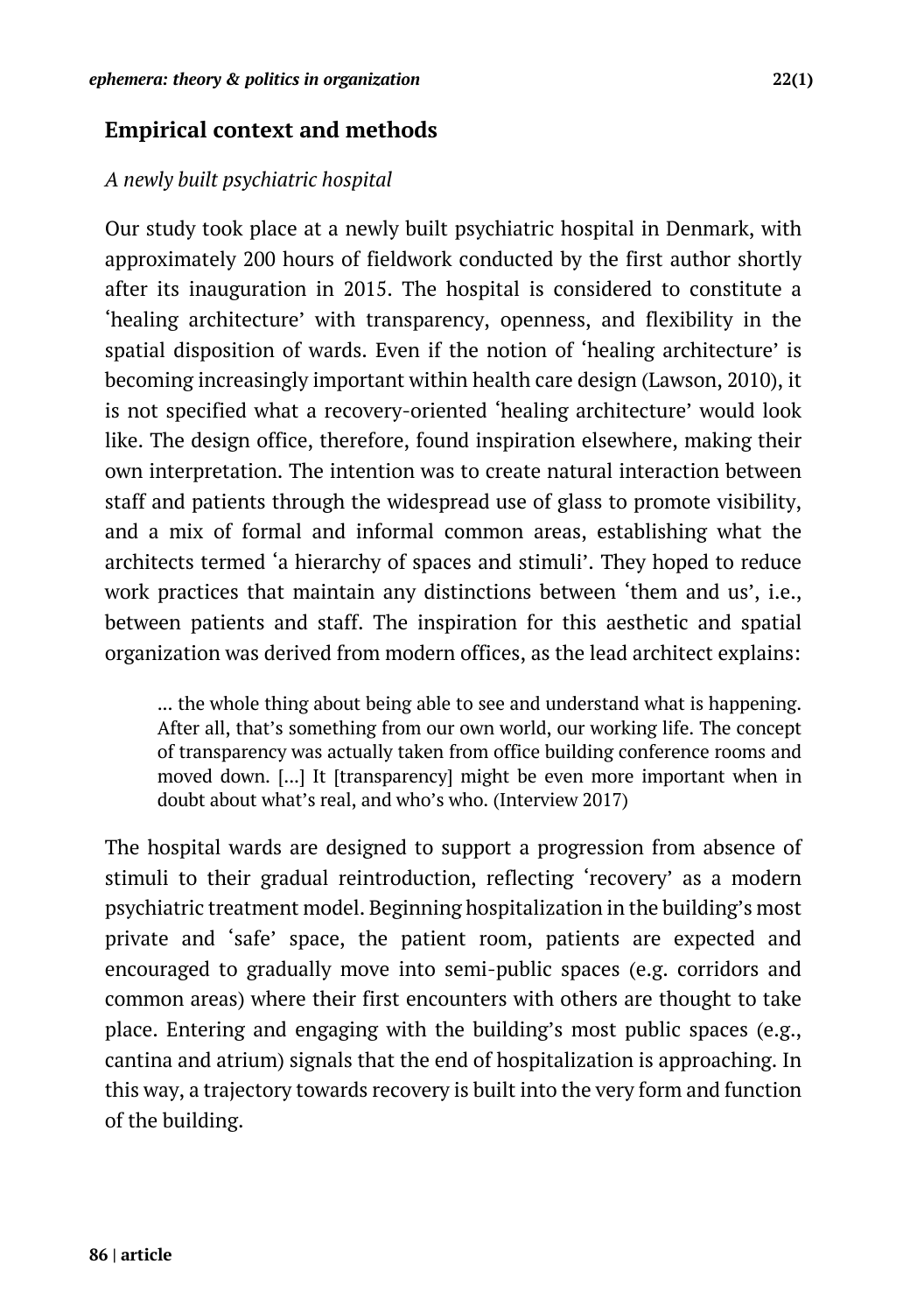## Empirical context and methods

### *A newly built psychiatric hospital*

Our study took place at a newly built psychiatric hospital in Denmark, with approximately 200 hours of fieldwork conducted by the first author shortly after its inauguration in 2015. The hospital is considered to constitute a 'healing architecture' with transparency, openness, and flexibility in the spatial disposition of wards. Even if the notion of 'healing architecture' is becoming increasingly important within health care design (Lawson, 2010), it is not specified what a recovery-oriented 'healing architecture' would look like. The design office, therefore, found inspiration elsewhere, making their own interpretation. The intention was to create natural interaction between staff and patients through the widespread use of glass to promote visibility, and a mix of formal and informal common areas, establishing what the architects termed 'a hierarchy of spaces and stimuli'. They hoped to reduce work practices that maintain any distinctions between 'them and us', i.e., between patients and staff. The inspiration for this aesthetic and spatial organization was derived from modern offices, as the lead architect explains:

> … the whole thing about being able to see and understand what is happening. After all, that's something from our own world, our working life. The concept of transparency was actually taken from office building conference rooms and moved down. […] It [transparency] might be even more important when in doubt about what's real, and who's who. (Interview 2017)

The hospital wards are designed to support a progression from absence of stimuli to their gradual reintroduction, reflecting 'recovery' as a modern psychiatric treatment model. Beginning hospitalization in the building's most private and 'safe' space, the patient room, patients are expected and encouraged to gradually move into semi-public spaces (e.g. corridors and common areas) where their first encounters with others are thought to take place. Entering and engaging with the building's most public spaces (e.g., cantina and atrium) signals that the end of hospitalization is approaching. In this way, a trajectory towards recovery is built into the very form and function of the building.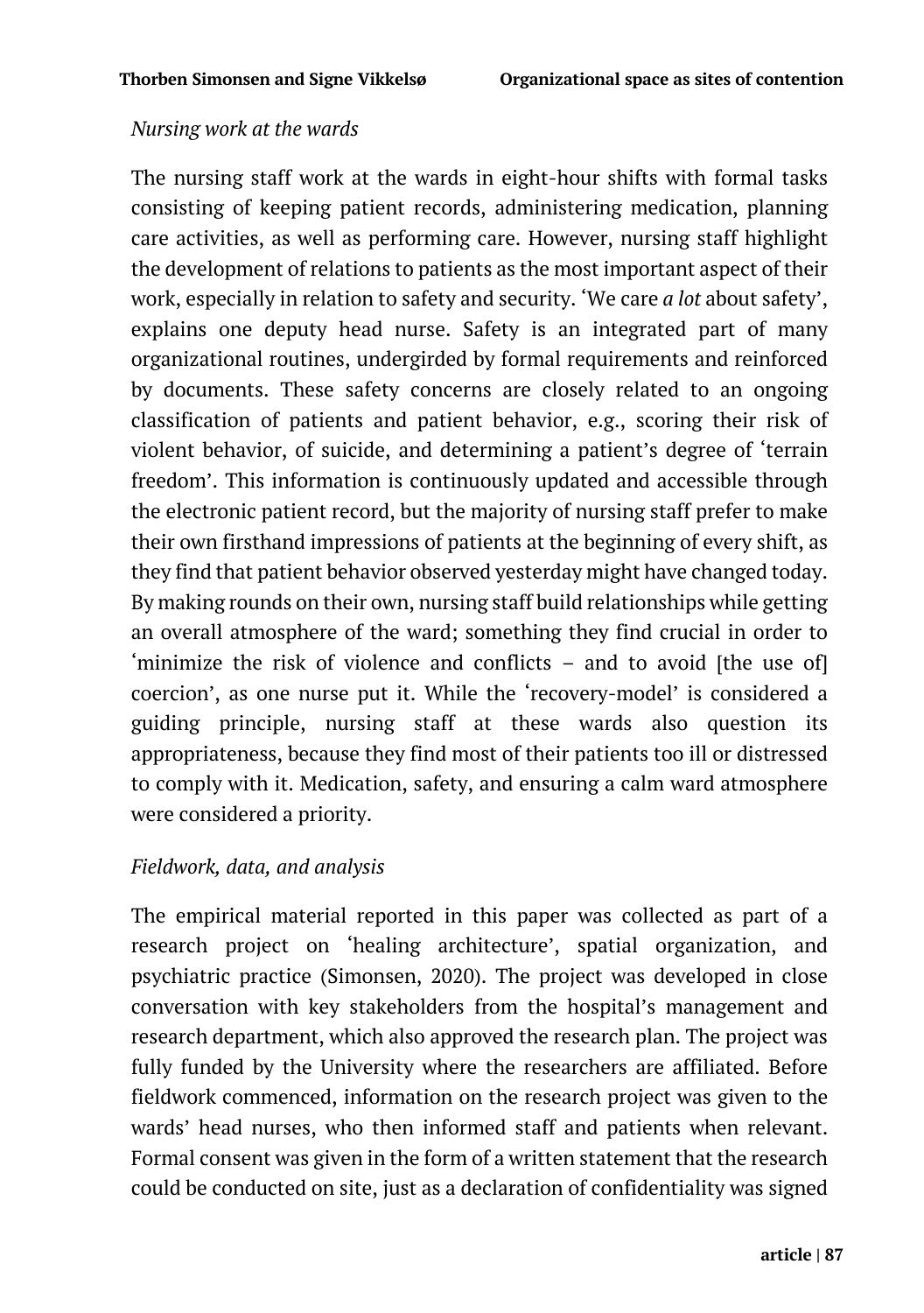*Nursing work at the wards*

The nursing staff work at the wards in eight-hour shifts with formal tasks consisting of keeping patient records, administering medication, planning care activities, as well as performing care. However, nursing staff highlight the development of relations to patients as the most important aspect of their work, especially in relation to safety and security. 'We care *a lot* about safety', explains one deputy head nurse. Safety is an integrated part of many organizational routines, undergirded by formal requirements and reinforced by documents. These safety concerns are closely related to an ongoing classification of patients and patient behavior, e.g., scoring their risk of violent behavior, of suicide, and determining a patient's degree of 'terrain freedom'. This information is continuously updated and accessible through the electronic patient record, but the majority of nursing staff prefer to make their own firsthand impressions of patients at the beginning of every shift, as they find that patient behavior observed yesterday might have changed today. By making rounds on their own, nursing staff build relationships while getting an overall atmosphere of the ward; something they find crucial in order to 'minimize the risk of violence and conflicts – and to avoid [the use of] coercion', as one nurse put it. While the 'recovery-model' is considered a guiding principle, nursing staff at these wards also question its appropriateness, because they find most of their patients too ill or distressed to comply with it. Medication, safety, and ensuring a calm ward atmosphere were considered a priority.

*Fieldwork, data, and analysis*

The empirical material reported in this paper was collected as part of a research project on 'healing architecture', spatial organization, and psychiatric practice (Simonsen, 2020). The project was developed in close conversation with key stakeholders from the hospital's management and research department, which also approved the research plan. The project was fully funded by the University where the researchers are affiliated. Before fieldwork commenced, information on the research project was given to the wards' head nurses, who then informed staff and patients when relevant. Formal consent was given in the form of a written statement that the research could be conducted on site, just as a declaration of confidentiality was signed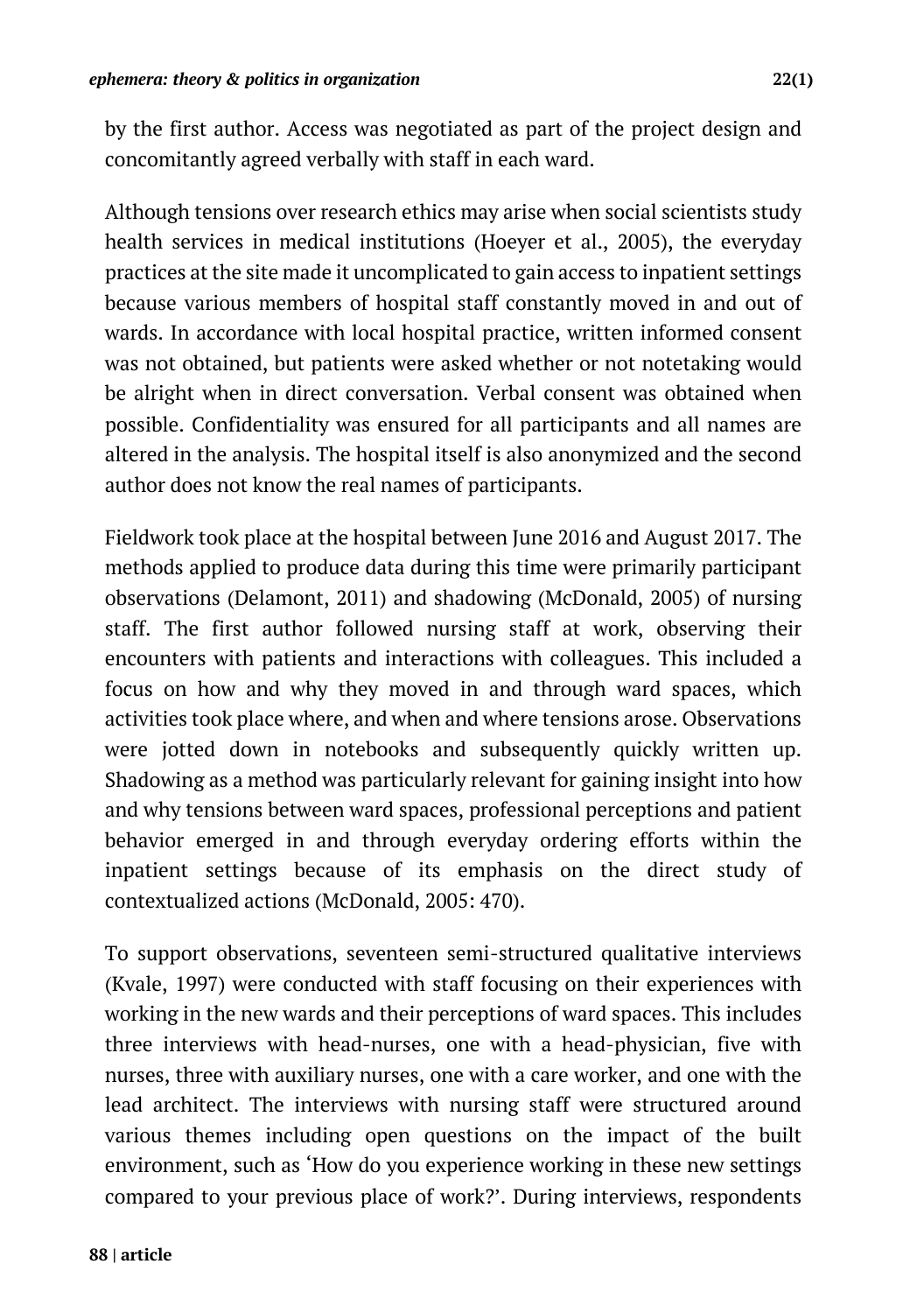by the first author. Access was negotiated as part of the project design and concomitantly agreed verbally with staff in each ward.

Although tensions over research ethics may arise when social scientists study health services in medical institutions (Hoeyer et al., 2005), the everyday practices at the site made it uncomplicated to gain access to inpatient settings because various members of hospital staff constantly moved in and out of wards. In accordance with local hospital practice, written informed consent was not obtained, but patients were asked whether or not notetaking would be alright when in direct conversation. Verbal consent was obtained when possible. Confidentiality was ensured for all participants and all names are altered in the analysis. The hospital itself is also anonymized and the second author does not know the real names of participants.

Fieldwork took place at the hospital between June 2016 and August 2017. The methods applied to produce data during this time were primarily participant observations (Delamont, 2011) and shadowing (McDonald, 2005) of nursing staff. The first author followed nursing staff at work, observing their encounters with patients and interactions with colleagues. This included a focus on how and why they moved in and through ward spaces, which activities took place where, and when and where tensions arose. Observations were jotted down in notebooks and subsequently quickly written up. Shadowing as a method was particularly relevant for gaining insight into how and why tensions between ward spaces, professional perceptions and patient behavior emerged in and through everyday ordering efforts within the inpatient settings because of its emphasis on the direct study of contextualized actions (McDonald, 2005: 470).

To support observations, seventeen semi-structured qualitative interviews (Kvale, 1997) were conducted with staff focusing on their experiences with working in the new wards and their perceptions of ward spaces. This includes three interviews with head-nurses, one with a head-physician, five with nurses, three with auxiliary nurses, one with a care worker, and one with the lead architect. The interviews with nursing staff were structured around various themes including open questions on the impact of the built environment, such as 'How do you experience working in these new settings compared to your previous place of work?'. During interviews, respondents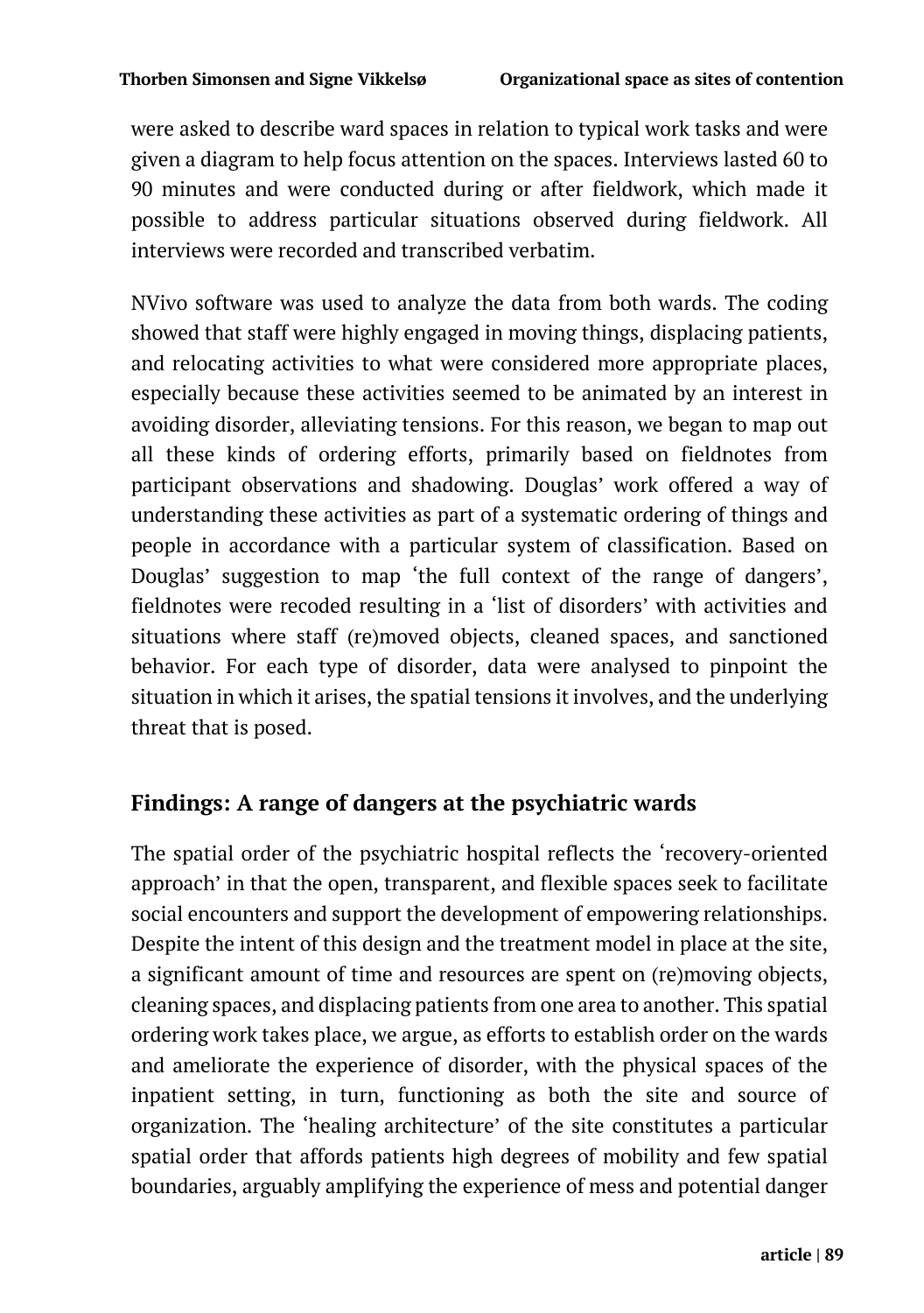were asked to describe ward spaces in relation to typical work tasks and were given a diagram to help focus attention on the spaces. Interviews lasted 60 to 90 minutes and were conducted during or after fieldwork, which made it possible to address particular situations observed during fieldwork. All interviews were recorded and transcribed verbatim.

NVivo software was used to analyze the data from both wards. The coding showed that staff were highly engaged in moving things, displacing patients, and relocating activities to what were considered more appropriate places, especially because these activities seemed to be animated by an interest in avoiding disorder, alleviating tensions. For this reason, we began to map out all these kinds of ordering efforts, primarily based on fieldnotes from participant observations and shadowing. Douglas' work offered a way of understanding these activities as part of a systematic ordering of things and people in accordance with a particular system of classification. Based on Douglas' suggestion to map 'the full context of the range of dangers', fieldnotes were recoded resulting in a 'list of disorders' with activities and situations where staff (re)moved objects, cleaned spaces, and sanctioned behavior. For each type of disorder, data were analysed to pinpoint the situation in which it arises, the spatial tensions it involves, and the underlying threat that is posed.

## Findings: A range of dangers at the psychiatric wards

The spatial order of the psychiatric hospital reflects the 'recovery-oriented approach' in that the open, transparent, and flexible spaces seek to facilitate social encounters and support the development of empowering relationships. Despite the intent of this design and the treatment model in place at the site, a significant amount of time and resources are spent on (re)moving objects, cleaning spaces, and displacing patients from one area to another. This spatial ordering work takes place, we argue, as efforts to establish order on the wards and ameliorate the experience of disorder, with the physical spaces of the inpatient setting, in turn, functioning as both the site and source of organization. The 'healing architecture' of the site constitutes a particular spatial order that affords patients high degrees of mobility and few spatial boundaries, arguably amplifying the experience of mess and potential danger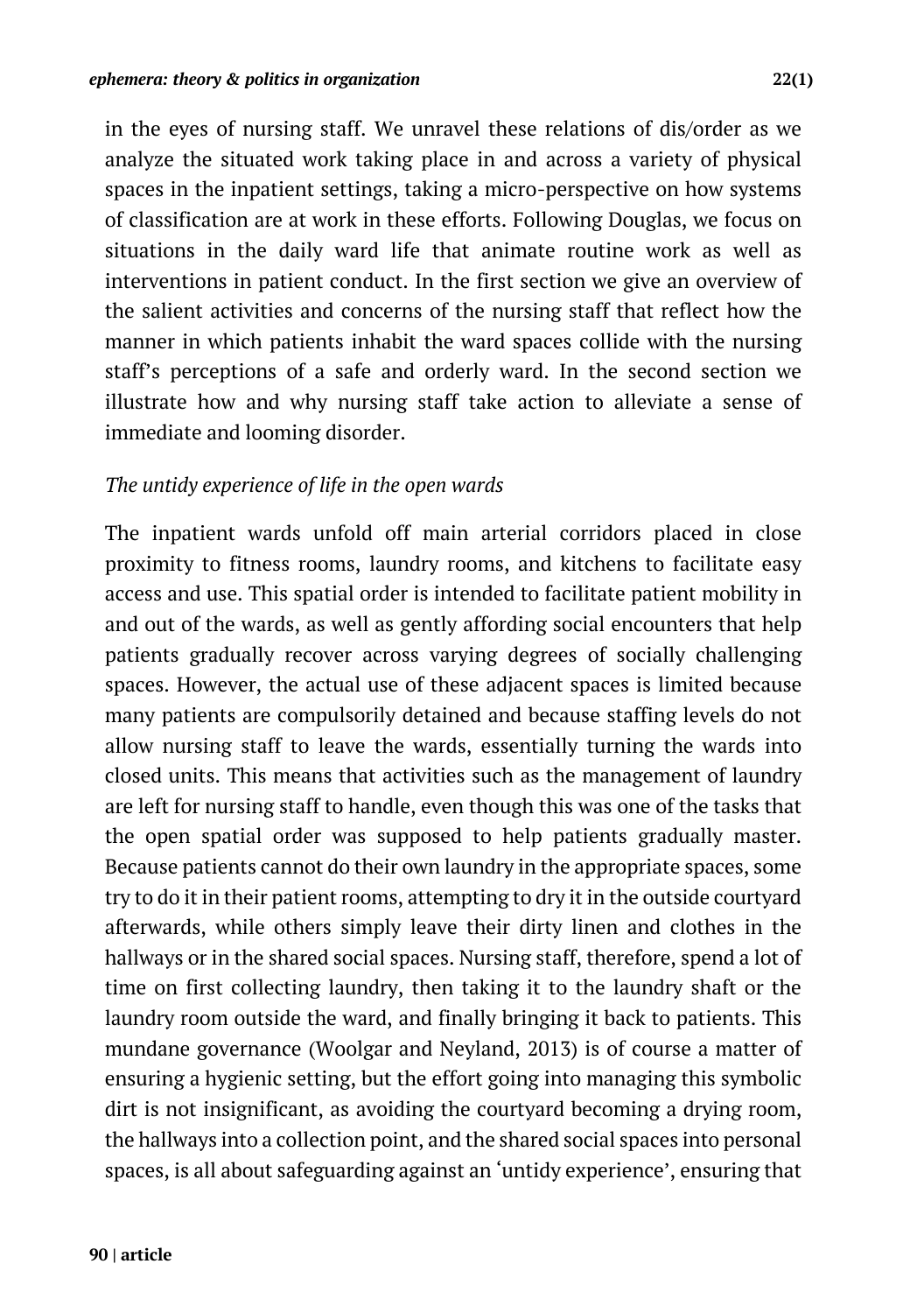in the eyes of nursing staff. We unravel these relations of dis/order as we analyze the situated work taking place in and across a variety of physical spaces in the inpatient settings, taking a micro-perspective on how systems of classification are at work in these efforts. Following Douglas, we focus on situations in the daily ward life that animate routine work as well as interventions in patient conduct. In the first section we give an overview of the salient activities and concerns of the nursing staff that reflect how the manner in which patients inhabit the ward spaces collide with the nursing staff's perceptions of a safe and orderly ward. In the second section we illustrate how and why nursing staff take action to alleviate a sense of immediate and looming disorder.

### *The untidy experience of life in the open wards*

The inpatient wards unfold off main arterial corridors placed in close proximity to fitness rooms, laundry rooms, and kitchens to facilitate easy access and use. This spatial order is intended to facilitate patient mobility in and out of the wards, as well as gently affording social encounters that help patients gradually recover across varying degrees of socially challenging spaces. However, the actual use of these adjacent spaces is limited because many patients are compulsorily detained and because staffing levels do not allow nursing staff to leave the wards, essentially turning the wards into closed units. This means that activities such as the management of laundry are left for nursing staff to handle, even though this was one of the tasks that the open spatial order was supposed to help patients gradually master. Because patients cannot do their own laundry in the appropriate spaces, some try to do it in their patient rooms, attempting to dry it in the outside courtyard afterwards, while others simply leave their dirty linen and clothes in the hallways or in the shared social spaces. Nursing staff, therefore, spend a lot of time on first collecting laundry, then taking it to the laundry shaft or the laundry room outside the ward, and finally bringing it back to patients. This mundane governance (Woolgar and Neyland, 2013) is of course a matter of ensuring a hygienic setting, but the effort going into managing this symbolic dirt is not insignificant, as avoiding the courtyard becoming a drying room, the hallways into a collection point, and the shared social spaces into personal spaces, is all about safeguarding against an 'untidy experience', ensuring that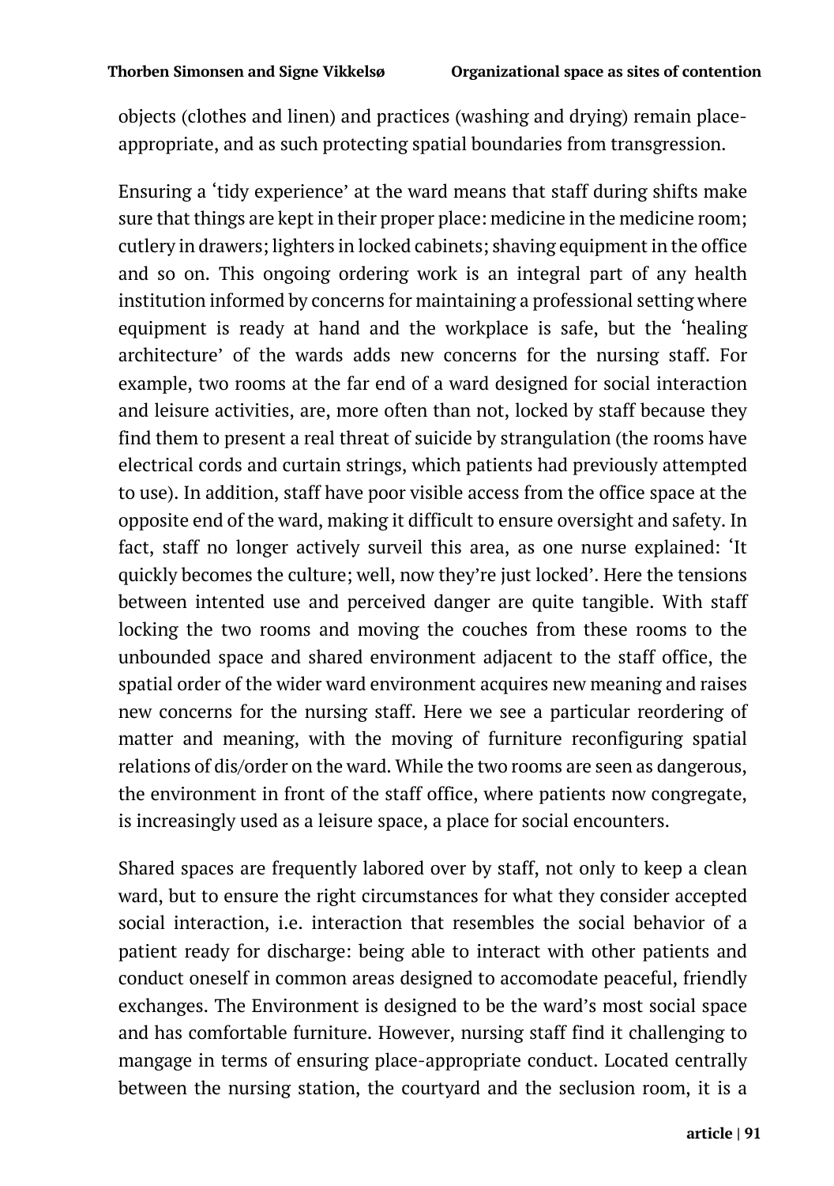objects (clothes and linen) and practices (washing and drying) remain place-appropriate, and as such protecting spatial boundaries from transgression.

Ensuring a 'tidy experience' at the ward means that staff during shifts make sure that things are kept in their proper place: medicine in the medicine room; cutlery in drawers; lighters in locked cabinets; shaving equipment in the office and so on. This ongoing ordering work is an integral part of any health institution informed by concerns for maintaining a professional setting where equipment is ready at hand and the workplace is safe, but the 'healing architecture' of the wards adds new concerns for the nursing staff. For example, two rooms at the far end of a ward designed for social interaction and leisure activities, are, more often than not, locked by staff because they find them to present a real threat of suicide by strangulation (the rooms have electrical cords and curtain strings, which patients had previously attempted to use). In addition, staff have poor visible access from the office space at the opposite end of the ward, making it difficult to ensure oversight and safety. In fact, staff no longer actively surveil this area, as one nurse explained: 'It quickly becomes the culture; well, now they're just locked'. Here the tensions between intented use and perceived danger are quite tangible. With staff locking the two rooms and moving the couches from these rooms to the unbounded space and shared environment adjacent to the staff office, the spatial order of the wider ward environment acquires new meaning and raises new concerns for the nursing staff. Here we see a particular reordering of matter and meaning, with the moving of furniture reconfiguring spatial relations of dis/order on the ward. While the two rooms are seen as dangerous, the environment in front of the staff office, where patients now congregate, is increasingly used as a leisure space, a place for social encounters.

Shared spaces are frequently labored over by staff, not only to keep a clean ward, but to ensure the right circumstances for what they consider accepted social interaction, i.e. interaction that resembles the social behavior of a patient ready for discharge: being able to interact with other patients and conduct oneself in common areas designed to accomodate peaceful, friendly exchanges. The Environment is designed to be the ward's most social space and has comfortable furniture. However, nursing staff find it challenging to mangage in terms of ensuring place-appropriate conduct. Located centrally between the nursing station, the courtyard and the seclusion room, it is a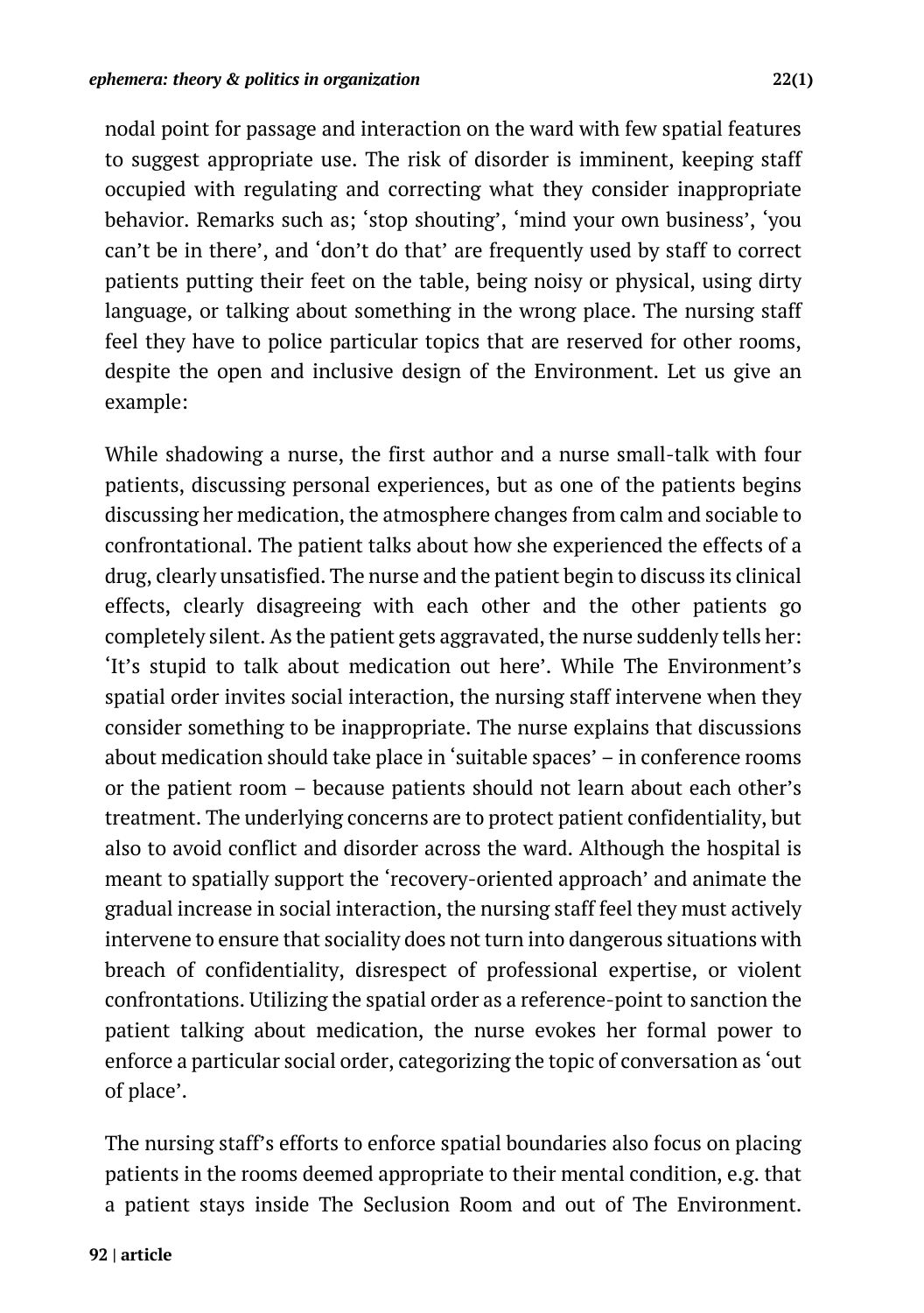nodal point for passage and interaction on the ward with few spatial features to suggest appropriate use. The risk of disorder is imminent, keeping staff occupied with regulating and correcting what they consider inappropriate behavior. Remarks such as; 'stop shouting', 'mind your own business', 'you can't be in there', and 'don't do that' are frequently used by staff to correct patients putting their feet on the table, being noisy or physical, using dirty language, or talking about something in the wrong place. The nursing staff feel they have to police particular topics that are reserved for other rooms, despite the open and inclusive design of the Environment. Let us give an example:

While shadowing a nurse, the first author and a nurse small-talk with four patients, discussing personal experiences, but as one of the patients begins discussing her medication, the atmosphere changes from calm and sociable to confrontational. The patient talks about how she experienced the effects of a drug, clearly unsatisfied. The nurse and the patient begin to discuss its clinical effects, clearly disagreeing with each other and the other patients go completely silent. As the patient gets aggravated, the nurse suddenly tells her: 'It's stupid to talk about medication out here'. While The Environment's spatial order invites social interaction, the nursing staff intervene when they consider something to be inappropriate. The nurse explains that discussions about medication should take place in 'suitable spaces' – in conference rooms or the patient room – because patients should not learn about each other's treatment. The underlying concerns are to protect patient confidentiality, but also to avoid conflict and disorder across the ward. Although the hospital is meant to spatially support the 'recovery-oriented approach' and animate the gradual increase in social interaction, the nursing staff feel they must actively intervene to ensure that sociality does not turn into dangerous situations with breach of confidentiality, disrespect of professional expertise, or violent confrontations. Utilizing the spatial order as a reference-point to sanction the patient talking about medication, the nurse evokes her formal power to enforce a particular social order, categorizing the topic of conversation as 'out of place'.

The nursing staff's efforts to enforce spatial boundaries also focus on placing patients in the rooms deemed appropriate to their mental condition, e.g. that a patient stays inside The Seclusion Room and out of The Environment.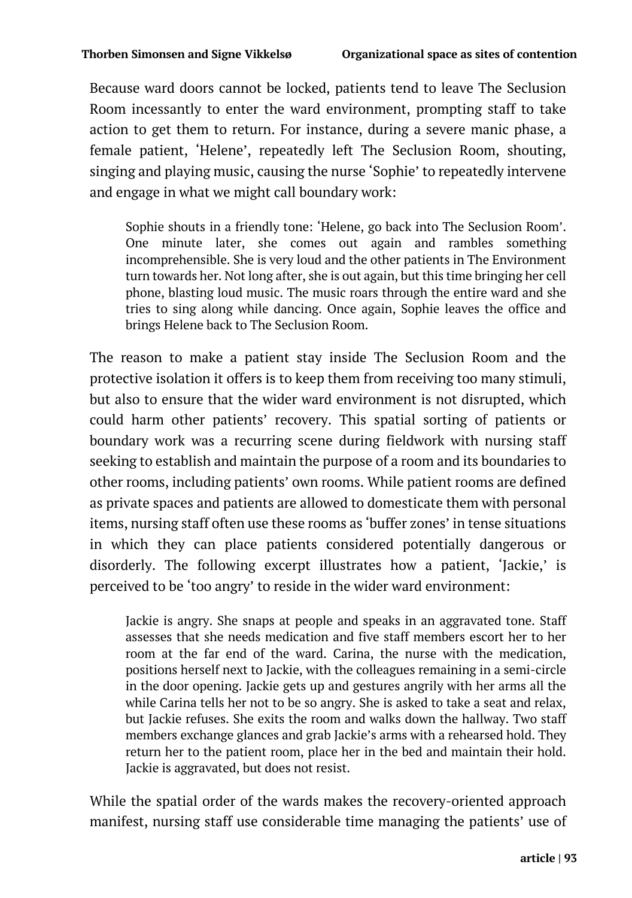Because ward doors cannot be locked, patients tend to leave The Seclusion Room incessantly to enter the ward environment, prompting staff to take action to get them to return. For instance, during a severe manic phase, a female patient, 'Helene', repeatedly left The Seclusion Room, shouting, singing and playing music, causing the nurse 'Sophie' to repeatedly intervene and engage in what we might call boundary work:

> Sophie shouts in a friendly tone: 'Helene, go back into The Seclusion Room'. One minute later, she comes out again and rambles something incomprehensible. She is very loud and the other patients in The Environment turn towards her. Not long after, she is out again, but this time bringing her cell phone, blasting loud music. The music roars through the entire ward and she tries to sing along while dancing. Once again, Sophie leaves the office and brings Helene back to The Seclusion Room.

The reason to make a patient stay inside The Seclusion Room and the protective isolation it offers is to keep them from receiving too many stimuli, but also to ensure that the wider ward environment is not disrupted, which could harm other patients' recovery. This spatial sorting of patients or boundary work was a recurring scene during fieldwork with nursing staff seeking to establish and maintain the purpose of a room and its boundaries to other rooms, including patients' own rooms. While patient rooms are defined as private spaces and patients are allowed to domesticate them with personal items, nursing staff often use these rooms as 'buffer zones' in tense situations in which they can place patients considered potentially dangerous or disorderly. The following excerpt illustrates how a patient, 'Jackie,' is perceived to be 'too angry' to reside in the wider ward environment:

> Jackie is angry. She snaps at people and speaks in an aggravated tone. Staff assesses that she needs medication and five staff members escort her to her room at the far end of the ward. Carina, the nurse with the medication, positions herself next to Jackie, with the colleagues remaining in a semi-circle in the door opening. Jackie gets up and gestures angrily with her arms all the while Carina tells her not to be so angry. She is asked to take a seat and relax, but Jackie refuses. She exits the room and walks down the hallway. Two staff members exchange glances and grab Jackie's arms with a rehearsed hold. They return her to the patient room, place her in the bed and maintain their hold. Jackie is aggravated, but does not resist.

While the spatial order of the wards makes the recovery-oriented approach manifest, nursing staff use considerable time managing the patients' use of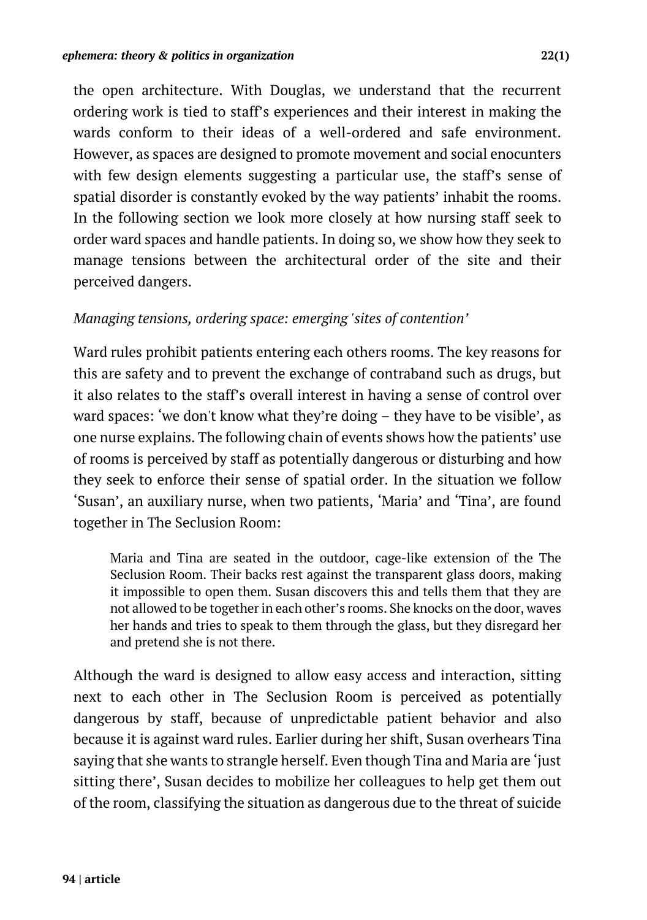the open architecture. With Douglas, we understand that the recurrent ordering work is tied to staff's experiences and their interest in making the wards conform to their ideas of a well-ordered and safe environment. However, as spaces are designed to promote movement and social enocunters with few design elements suggesting a particular use, the staff's sense of spatial disorder is constantly evoked by the way patients' inhabit the rooms. In the following section we look more closely at how nursing staff seek to order ward spaces and handle patients. In doing so, we show how they seek to manage tensions between the architectural order of the site and their perceived dangers.

### *Managing tensions, ordering space: emerging 'sites of contention'*

Ward rules prohibit patients entering each others rooms. The key reasons for this are safety and to prevent the exchange of contraband such as drugs, but it also relates to the staff's overall interest in having a sense of control over ward spaces: 'we don't know what they're doing – they have to be visible', as one nurse explains. The following chain of events shows how the patients' use of rooms is perceived by staff as potentially dangerous or disturbing and how they seek to enforce their sense of spatial order. In the situation we follow 'Susan', an auxiliary nurse, when two patients, 'Maria' and 'Tina', are found together in The Seclusion Room:

> Maria and Tina are seated in the outdoor, cage-like extension of the The Seclusion Room. Their backs rest against the transparent glass doors, making it impossible to open them. Susan discovers this and tells them that they are not allowed to be together in each other's rooms. She knocks on the door, waves her hands and tries to speak to them through the glass, but they disregard her and pretend she is not there.

Although the ward is designed to allow easy access and interaction, sitting next to each other in The Seclusion Room is perceived as potentially dangerous by staff, because of unpredictable patient behavior and also because it is against ward rules. Earlier during her shift, Susan overhears Tina saying that she wants to strangle herself. Even though Tina and Maria are 'just sitting there', Susan decides to mobilize her colleagues to help get them out of the room, classifying the situation as dangerous due to the threat of suicide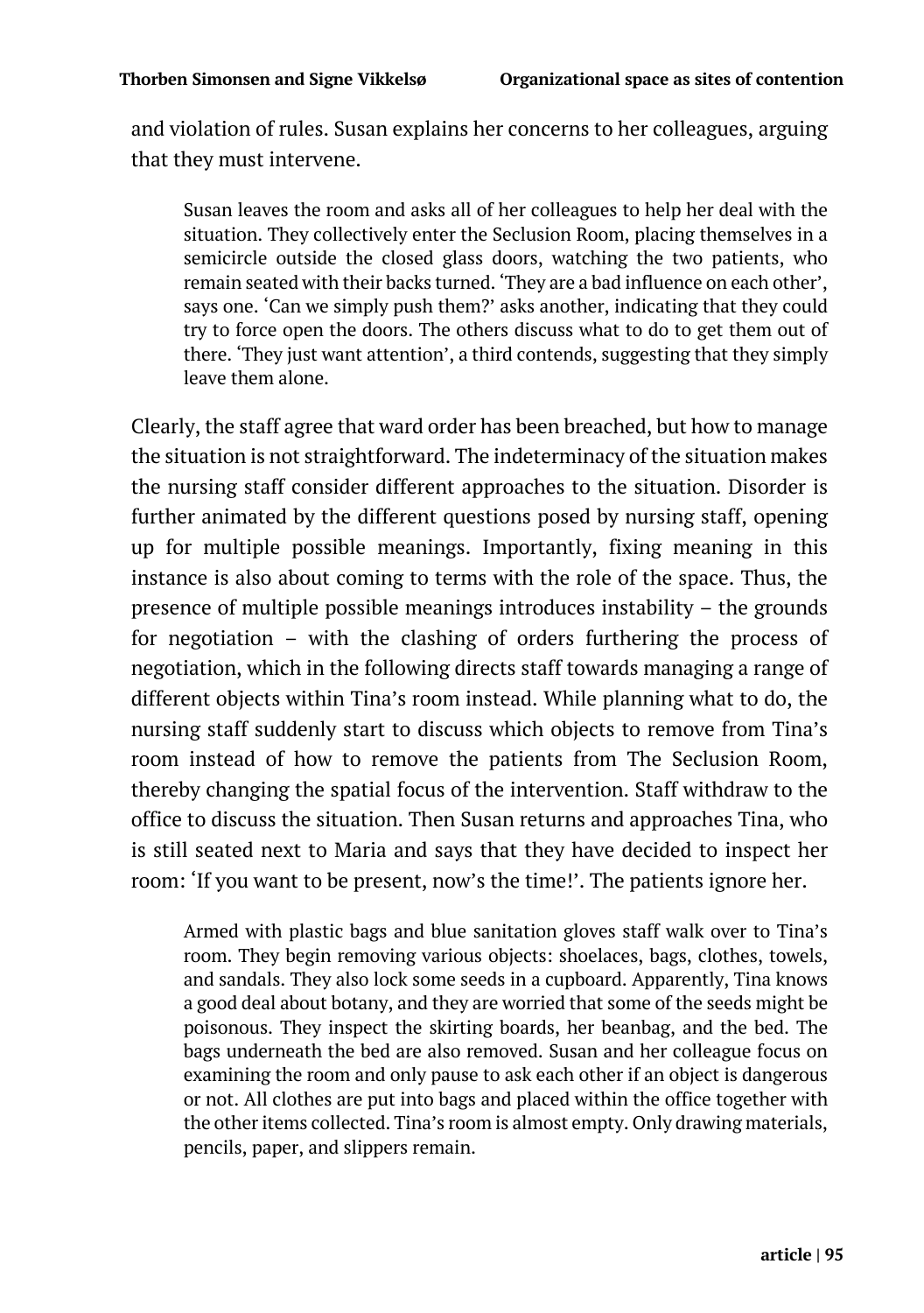and violation of rules. Susan explains her concerns to her colleagues, arguing that they must intervene.

> Susan leaves the room and asks all of her colleagues to help her deal with the situation. They collectively enter the Seclusion Room, placing themselves in a semicircle outside the closed glass doors, watching the two patients, who remain seated with their backs turned. 'They are a bad influence on each other', says one. 'Can we simply push them?' asks another, indicating that they could try to force open the doors. The others discuss what to do to get them out of there. 'They just want attention', a third contends, suggesting that they simply leave them alone.

Clearly, the staff agree that ward order has been breached, but how to manage the situation is not straightforward. The indeterminacy of the situation makes the nursing staff consider different approaches to the situation. Disorder is further animated by the different questions posed by nursing staff, opening up for multiple possible meanings. Importantly, fixing meaning in this instance is also about coming to terms with the role of the space. Thus, the presence of multiple possible meanings introduces instability – the grounds for negotiation – with the clashing of orders furthering the process of negotiation, which in the following directs staff towards managing a range of different objects within Tina's room instead. While planning what to do, the nursing staff suddenly start to discuss which objects to remove from Tina's room instead of how to remove the patients from The Seclusion Room, thereby changing the spatial focus of the intervention. Staff withdraw to the office to discuss the situation. Then Susan returns and approaches Tina, who is still seated next to Maria and says that they have decided to inspect her room: 'If you want to be present, now's the time!'. The patients ignore her.

> Armed with plastic bags and blue sanitation gloves staff walk over to Tina's room. They begin removing various objects: shoelaces, bags, clothes, towels, and sandals. They also lock some seeds in a cupboard. Apparently, Tina knows a good deal about botany, and they are worried that some of the seeds might be poisonous. They inspect the skirting boards, her beanbag, and the bed. The bags underneath the bed are also removed. Susan and her colleague focus on examining the room and only pause to ask each other if an object is dangerous or not. All clothes are put into bags and placed within the office together with the other items collected. Tina's room is almost empty. Only drawing materials, pencils, paper, and slippers remain.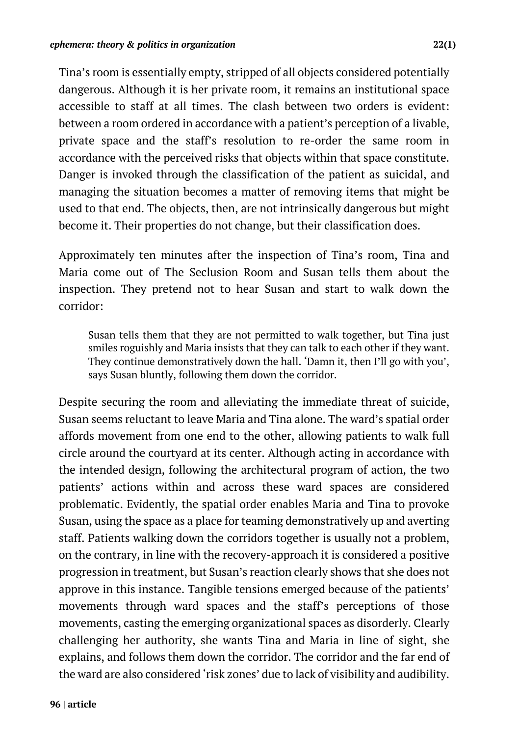Tina's room is essentially empty, stripped of all objects considered potentially dangerous. Although it is her private room, it remains an institutional space accessible to staff at all times. The clash between two orders is evident: between a room ordered in accordance with a patient's perception of a livable, private space and the staff's resolution to re-order the same room in accordance with the perceived risks that objects within that space constitute. Danger is invoked through the classification of the patient as suicidal, and managing the situation becomes a matter of removing items that might be used to that end. The objects, then, are not intrinsically dangerous but might become it. Their properties do not change, but their classification does.

Approximately ten minutes after the inspection of Tina's room, Tina and Maria come out of The Seclusion Room and Susan tells them about the inspection. They pretend not to hear Susan and start to walk down the corridor:

> Susan tells them that they are not permitted to walk together, but Tina just smiles roguishly and Maria insists that they can talk to each other if they want. They continue demonstratively down the hall. 'Damn it, then I'll go with you', says Susan bluntly, following them down the corridor.

Despite securing the room and alleviating the immediate threat of suicide, Susan seems reluctant to leave Maria and Tina alone. The ward's spatial order affords movement from one end to the other, allowing patients to walk full circle around the courtyard at its center. Although acting in accordance with the intended design, following the architectural program of action, the two patients' actions within and across these ward spaces are considered problematic. Evidently, the spatial order enables Maria and Tina to provoke Susan, using the space as a place for teaming demonstratively up and averting staff. Patients walking down the corridors together is usually not a problem, on the contrary, in line with the recovery-approach it is considered a positive progression in treatment, but Susan's reaction clearly shows that she does not approve in this instance. Tangible tensions emerged because of the patients' movements through ward spaces and the staff's perceptions of those movements, casting the emerging organizational spaces as disorderly. Clearly challenging her authority, she wants Tina and Maria in line of sight, she explains, and follows them down the corridor. The corridor and the far end of the ward are also considered 'risk zones' due to lack of visibility and audibility.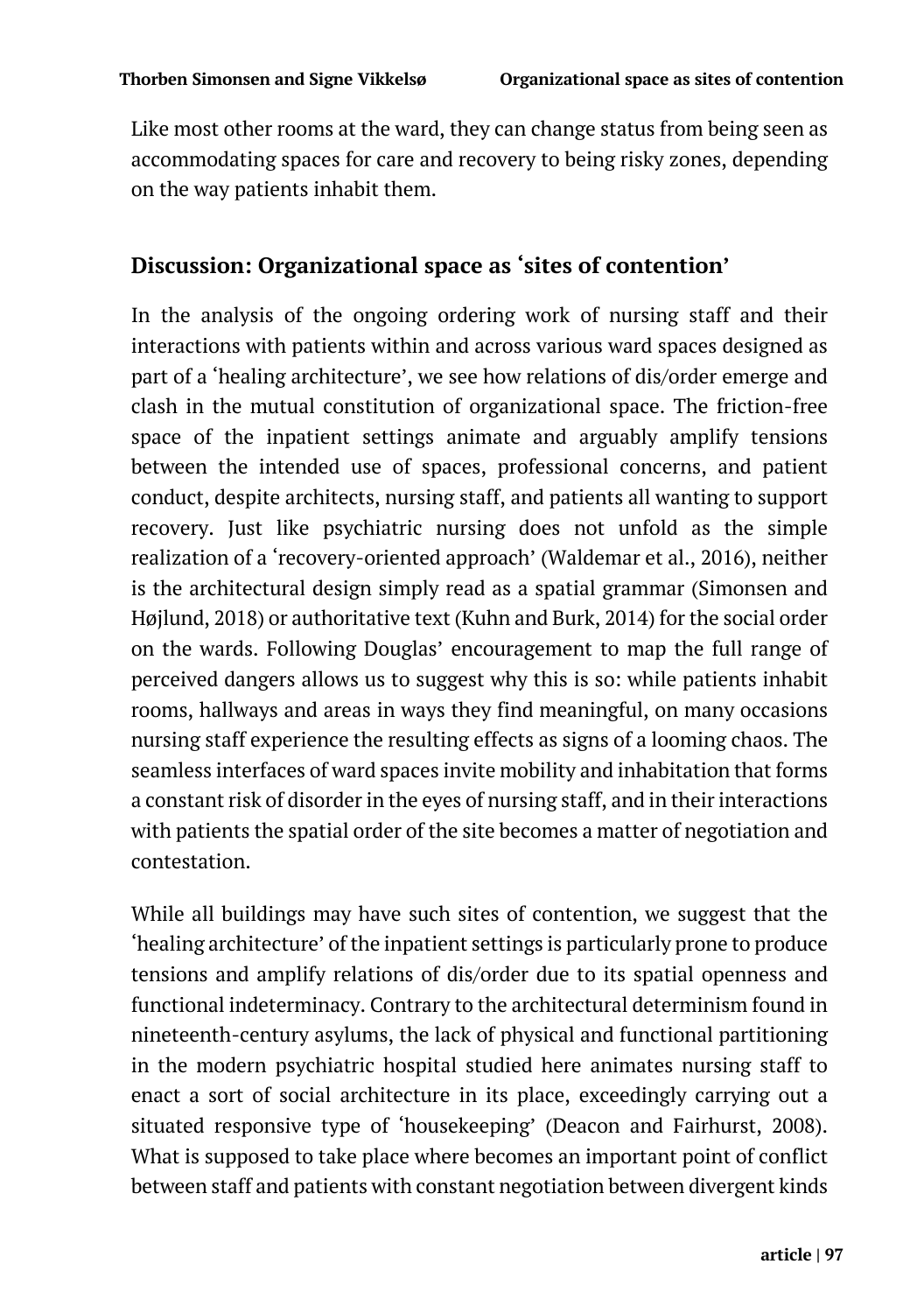Like most other rooms at the ward, they can change status from being seen as accommodating spaces for care and recovery to being risky zones, depending on the way patients inhabit them.

## Discussion: Organizational space as 'sites of contention'

In the analysis of the ongoing ordering work of nursing staff and their interactions with patients within and across various ward spaces designed as part of a 'healing architecture', we see how relations of dis/order emerge and clash in the mutual constitution of organizational space. The friction-free space of the inpatient settings animate and arguably amplify tensions between the intended use of spaces, professional concerns, and patient conduct, despite architects, nursing staff, and patients all wanting to support recovery. Just like psychiatric nursing does not unfold as the simple realization of a 'recovery-oriented approach' (Waldemar et al., 2016), neither is the architectural design simply read as a spatial grammar (Simonsen and Højlund, 2018) or authoritative text (Kuhn and Burk, 2014) for the social order on the wards. Following Douglas' encouragement to map the full range of perceived dangers allows us to suggest why this is so: while patients inhabit rooms, hallways and areas in ways they find meaningful, on many occasions nursing staff experience the resulting effects as signs of a looming chaos. The seamless interfaces of ward spaces invite mobility and inhabitation that forms a constant risk of disorder in the eyes of nursing staff, and in their interactions with patients the spatial order of the site becomes a matter of negotiation and contestation.

While all buildings may have such sites of contention, we suggest that the 'healing architecture' of the inpatient settings is particularly prone to produce tensions and amplify relations of dis/order due to its spatial openness and functional indeterminacy. Contrary to the architectural determinism found in nineteenth-century asylums, the lack of physical and functional partitioning in the modern psychiatric hospital studied here animates nursing staff to enact a sort of social architecture in its place, exceedingly carrying out a situated responsive type of 'housekeeping' (Deacon and Fairhurst, 2008). What is supposed to take place where becomes an important point of conflict between staff and patients with constant negotiation between divergent kinds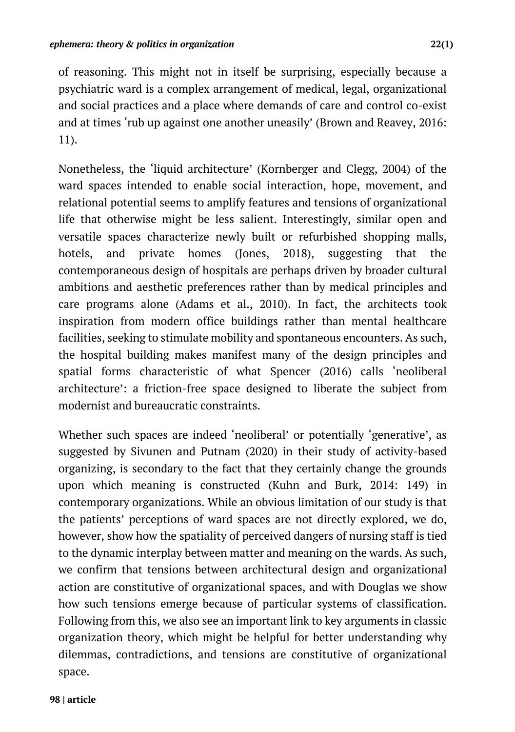of reasoning. This might not in itself be surprising, especially because a psychiatric ward is a complex arrangement of medical, legal, organizational and social practices and a place where demands of care and control co-exist and at times 'rub up against one another uneasily' (Brown and Reavey, 2016: 11).

Nonetheless, the 'liquid architecture' (Kornberger and Clegg, 2004) of the ward spaces intended to enable social interaction, hope, movement, and relational potential seems to amplify features and tensions of organizational life that otherwise might be less salient. Interestingly, similar open and versatile spaces characterize newly built or refurbished shopping malls, hotels, and private homes (Jones, 2018), suggesting that the contemporaneous design of hospitals are perhaps driven by broader cultural ambitions and aesthetic preferences rather than by medical principles and care programs alone (Adams et al., 2010). In fact, the architects took inspiration from modern office buildings rather than mental healthcare facilities, seeking to stimulate mobility and spontaneous encounters. As such, the hospital building makes manifest many of the design principles and spatial forms characteristic of what Spencer (2016) calls 'neoliberal architecture': a friction-free space designed to liberate the subject from modernist and bureaucratic constraints.

Whether such spaces are indeed 'neoliberal' or potentially 'generative', as suggested by Sivunen and Putnam (2020) in their study of activity-based organizing, is secondary to the fact that they certainly change the grounds upon which meaning is constructed (Kuhn and Burk, 2014: 149) in contemporary organizations. While an obvious limitation of our study is that the patients' perceptions of ward spaces are not directly explored, we do, however, show how the spatiality of perceived dangers of nursing staff is tied to the dynamic interplay between matter and meaning on the wards. As such, we confirm that tensions between architectural design and organizational action are constitutive of organizational spaces, and with Douglas we show how such tensions emerge because of particular systems of classification. Following from this, we also see an important link to key arguments in classic organization theory, which might be helpful for better understanding why dilemmas, contradictions, and tensions are constitutive of organizational space.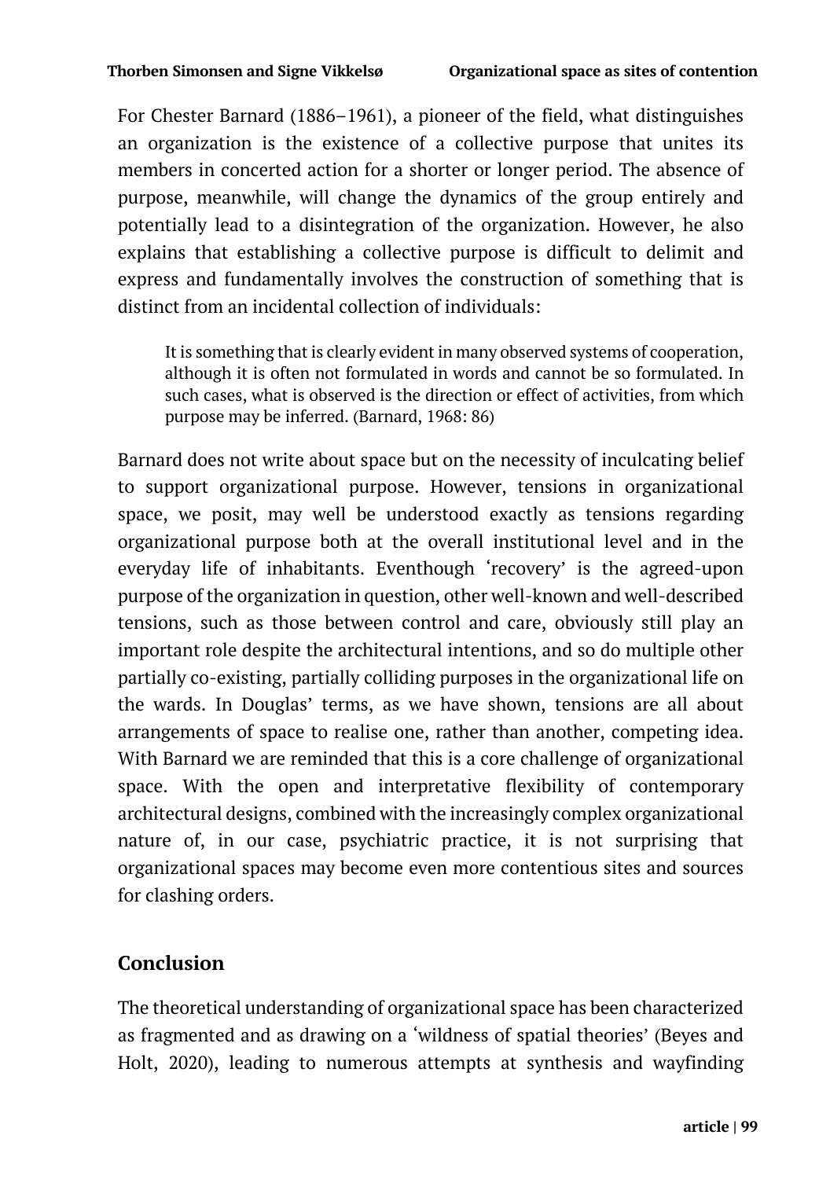For Chester Barnard (1886–1961), a pioneer of the field, what distinguishes an organization is the existence of a collective purpose that unites its members in concerted action for a shorter or longer period. The absence of purpose, meanwhile, will change the dynamics of the group entirely and potentially lead to a disintegration of the organization. However, he also explains that establishing a collective purpose is difficult to delimit and express and fundamentally involves the construction of something that is distinct from an incidental collection of individuals:

> It is something that is clearly evident in many observed systems of cooperation, although it is often not formulated in words and cannot be so formulated. In such cases, what is observed is the direction or effect of activities, from which purpose may be inferred. (Barnard, 1968: 86)

Barnard does not write about space but on the necessity of inculcating belief to support organizational purpose. However, tensions in organizational space, we posit, may well be understood exactly as tensions regarding organizational purpose both at the overall institutional level and in the everyday life of inhabitants. Eventhough 'recovery' is the agreed-upon purpose of the organization in question, other well-known and well-described tensions, such as those between control and care, obviously still play an important role despite the architectural intentions, and so do multiple other partially co-existing, partially colliding purposes in the organizational life on the wards. In Douglas' terms, as we have shown, tensions are all about arrangements of space to realise one, rather than another, competing idea. With Barnard we are reminded that this is a core challenge of organizational space. With the open and interpretative flexibility of contemporary architectural designs, combined with the increasingly complex organizational nature of, in our case, psychiatric practice, it is not surprising that organizational spaces may become even more contentious sites and sources for clashing orders.

## Conclusion

The theoretical understanding of organizational space has been characterized as fragmented and as drawing on a 'wildness of spatial theories' (Beyes and Holt, 2020), leading to numerous attempts at synthesis and wayfinding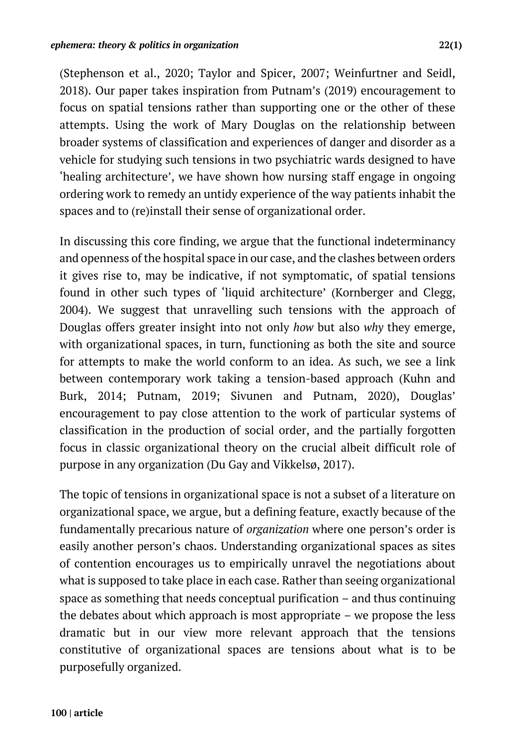(Stephenson et al., 2020; Taylor and Spicer, 2007; Weinfurtner and Seidl, 2018). Our paper takes inspiration from Putnam's (2019) encouragement to focus on spatial tensions rather than supporting one or the other of these attempts. Using the work of Mary Douglas on the relationship between broader systems of classification and experiences of danger and disorder as a vehicle for studying such tensions in two psychiatric wards designed to have 'healing architecture', we have shown how nursing staff engage in ongoing ordering work to remedy an untidy experience of the way patients inhabit the spaces and to (re)install their sense of organizational order.

In discussing this core finding, we argue that the functional indeterminancy and openness of the hospital space in our case, and the clashes between orders it gives rise to, may be indicative, if not symptomatic, of spatial tensions found in other such types of 'liquid architecture' (Kornberger and Clegg, 2004). We suggest that unravelling such tensions with the approach of Douglas offers greater insight into not only *how* but also *why* they emerge, with organizational spaces, in turn, functioning as both the site and source for attempts to make the world conform to an idea. As such, we see a link between contemporary work taking a tension-based approach (Kuhn and Burk, 2014; Putnam, 2019; Sivunen and Putnam, 2020), Douglas' encouragement to pay close attention to the work of particular systems of classification in the production of social order, and the partially forgotten focus in classic organizational theory on the crucial albeit difficult role of purpose in any organization (Du Gay and Vikkelsø, 2017).

The topic of tensions in organizational space is not a subset of a literature on organizational space, we argue, but a defining feature, exactly because of the fundamentally precarious nature of *organization* where one person's order is easily another person's chaos. Understanding organizational spaces as sites of contention encourages us to empirically unravel the negotiations about what is supposed to take place in each case. Rather than seeing organizational space as something that needs conceptual purification – and thus continuing the debates about which approach is most appropriate – we propose the less dramatic but in our view more relevant approach that the tensions constitutive of organizational spaces are tensions about what is to be purposefully organized.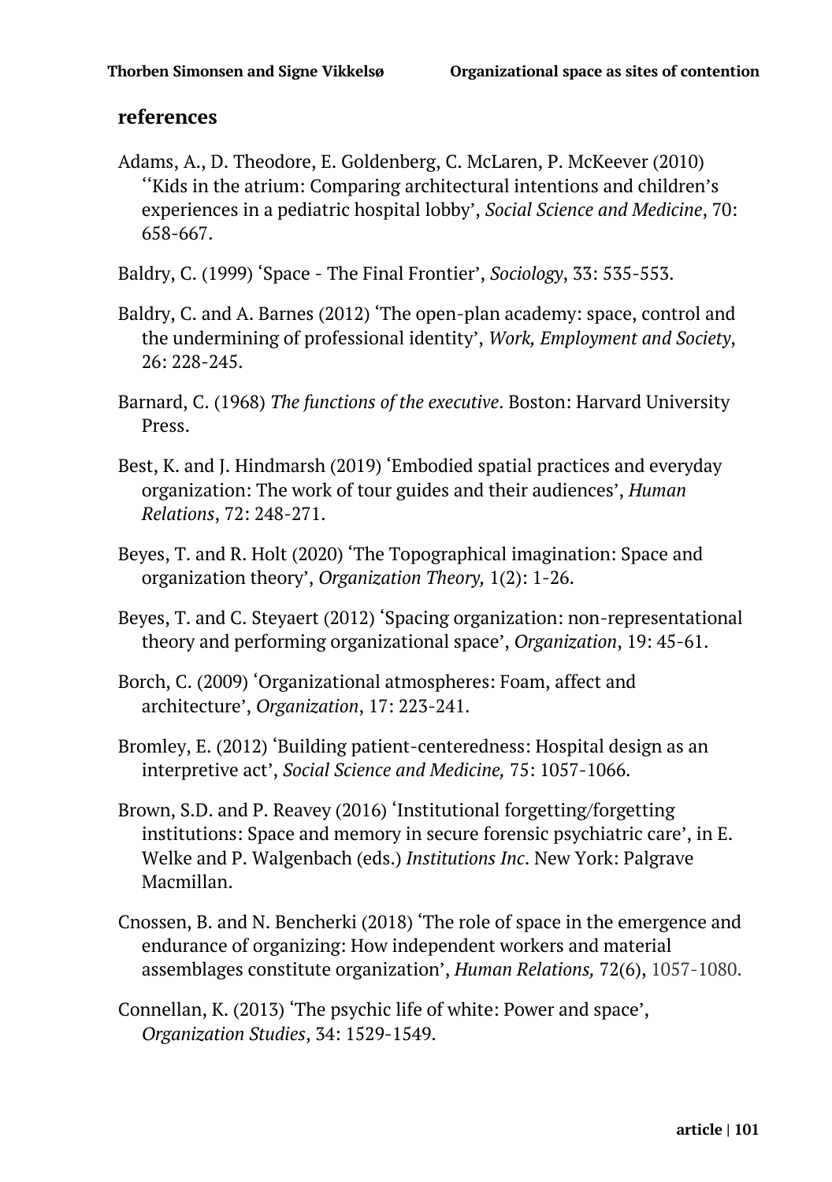## references

Adams, A., D. Theodore, E. Goldenberg, C. McLaren, P. McKeever (2010) ‘‘Kids in the atrium: Comparing architectural intentions and children’s experiences in a pediatric hospital lobby’, *Social Science and Medicine*, 70: 658-667.

Baldry, C. (1999) ‘Space - The Final Frontier’, *Sociology*, 33: 535-553.

Baldry, C. and A. Barnes (2012) ‘The open-plan academy: space, control and the undermining of professional identity’, *Work, Employment and Society*, 26: 228-245.

Barnard, C. (1968) *The functions of the executive*. Boston: Harvard University Press.

Best, K. and J. Hindmarsh (2019) ‘Embodied spatial practices and everyday organization: The work of tour guides and their audiences’, *Human Relations*, 72: 248-271.

Beyes, T. and R. Holt (2020) ‘The Topographical imagination: Space and organization theory’, *Organization Theory,* 1(2): 1-26.

Beyes, T. and C. Steyaert (2012) ‘Spacing organization: non-representational theory and performing organizational space’, *Organization*, 19: 45-61.

Borch, C. (2009) ‘Organizational atmospheres: Foam, affect and architecture’, *Organization*, 17: 223-241.

Bromley, E. (2012) ‘Building patient-centeredness: Hospital design as an interpretive act’, *Social Science and Medicine,* 75: 1057-1066.

Brown, S.D. and P. Reavey (2016) ‘Institutional forgetting/forgetting institutions: Space and memory in secure forensic psychiatric care’, in E. Welke and P. Walgenbach (eds.) *Institutions Inc*. New York: Palgrave Macmillan.

Cnossen, B. and N. Bencherki (2018) ‘The role of space in the emergence and endurance of organizing: How independent workers and material assemblages constitute organization’, *Human Relations,* 72(6), 1057-1080.

Connellan, K. (2013) ‘The psychic life of white: Power and space’, *Organization Studies*, 34: 1529-1549.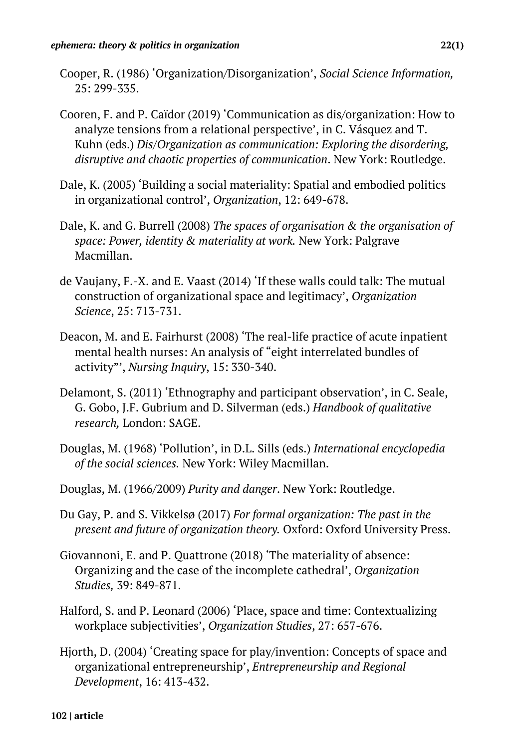Cooper, R. (1986) 'Organization/Disorganization', *Social Science Information,* 25: 299-335.

Cooren, F. and P. Caïdor (2019) 'Communication as dis/organization: How to analyze tensions from a relational perspective', in C. Vásquez and T. Kuhn (eds.) *Dis/Organization as communication: Exploring the disordering, disruptive and chaotic properties of communication*. New York: Routledge.

Dale, K. (2005) 'Building a social materiality: Spatial and embodied politics in organizational control', *Organization*, 12: 649-678.

Dale, K. and G. Burrell (2008) *The spaces of organisation & the organisation of space: Power, identity & materiality at work.* New York: Palgrave Macmillan.

de Vaujany, F.-X. and E. Vaast (2014) 'If these walls could talk: The mutual construction of organizational space and legitimacy', *Organization Science*, 25: 713-731.

Deacon, M. and E. Fairhurst (2008) 'The real-life practice of acute inpatient mental health nurses: An analysis of "eight interrelated bundles of activity"', *Nursing Inquiry*, 15: 330-340.

Delamont, S. (2011) 'Ethnography and participant observation', in C. Seale, G. Gobo, J.F. Gubrium and D. Silverman (eds.) *Handbook of qualitative research,* London: SAGE.

Douglas, M. (1968) 'Pollution', in D.L. Sills (eds.) *International encyclopedia of the social sciences.* New York: Wiley Macmillan.

Douglas, M. (1966/2009) *Purity and danger*. New York: Routledge.

Du Gay, P. and S. Vikkelsø (2017) *For formal organization: The past in the present and future of organization theory.* Oxford: Oxford University Press.

Giovannoni, E. and P. Quattrone (2018) 'The materiality of absence: Organizing and the case of the incomplete cathedral', *Organization Studies,* 39: 849-871.

Halford, S. and P. Leonard (2006) 'Place, space and time: Contextualizing workplace subjectivities', *Organization Studies*, 27: 657-676.

Hjorth, D. (2004) 'Creating space for play/invention: Concepts of space and organizational entrepreneurship', *Entrepreneurship and Regional Development*, 16: 413-432.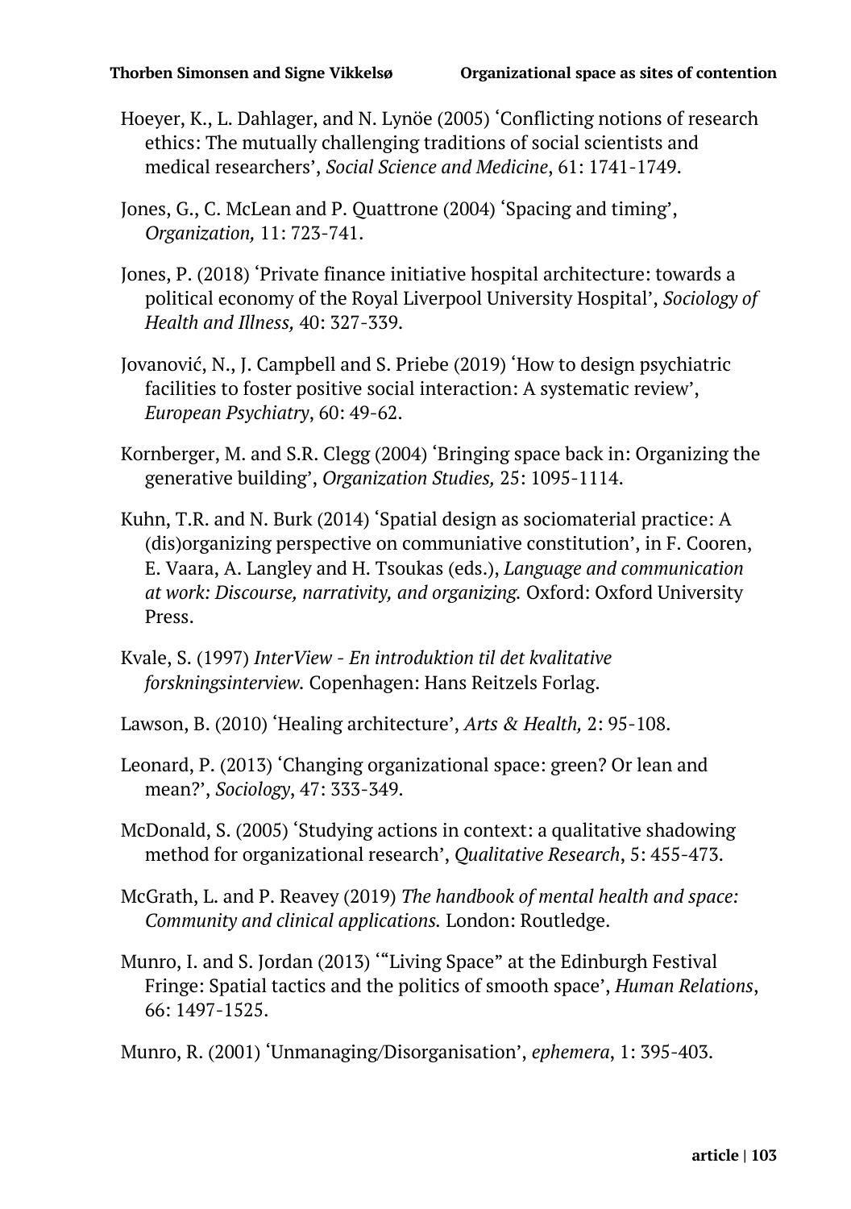Hoeyer, K., L. Dahlager, and N. Lynöe (2005) 'Conflicting notions of research ethics: The mutually challenging traditions of social scientists and medical researchers', *Social Science and Medicine*, 61: 1741-1749.

Jones, G., C. McLean and P. Quattrone (2004) 'Spacing and timing', *Organization,* 11: 723-741.

Jones, P. (2018) 'Private finance initiative hospital architecture: towards a political economy of the Royal Liverpool University Hospital', *Sociology of Health and Illness,* 40: 327-339.

Jovanović, N., J. Campbell and S. Priebe (2019) 'How to design psychiatric facilities to foster positive social interaction: A systematic review', *European Psychiatry*, 60: 49-62.

Kornberger, M. and S.R. Clegg (2004) 'Bringing space back in: Organizing the generative building', *Organization Studies,* 25: 1095-1114.

Kuhn, T.R. and N. Burk (2014) 'Spatial design as sociomaterial practice: A (dis)organizing perspective on communiative constitution', in F. Cooren, E. Vaara, A. Langley and H. Tsoukas (eds.), *Language and communication at work: Discourse, narrativity, and organizing.* Oxford: Oxford University Press.

Kvale, S. (1997) *InterView - En introduktion til det kvalitative forskningsinterview.* Copenhagen: Hans Reitzels Forlag.

Lawson, B. (2010) 'Healing architecture', *Arts & Health,* 2: 95-108.

Leonard, P. (2013) 'Changing organizational space: green? Or lean and mean?', *Sociology*, 47: 333-349.

McDonald, S. (2005) 'Studying actions in context: a qualitative shadowing method for organizational research', *Qualitative Research*, 5: 455-473.

McGrath, L. and P. Reavey (2019) *The handbook of mental health and space: Community and clinical applications.* London: Routledge.

Munro, I. and S. Jordan (2013) '"Living Space" at the Edinburgh Festival Fringe: Spatial tactics and the politics of smooth space', *Human Relations*, 66: 1497-1525.

Munro, R. (2001) 'Unmanaging/Disorganisation', *ephemera*, 1: 395-403.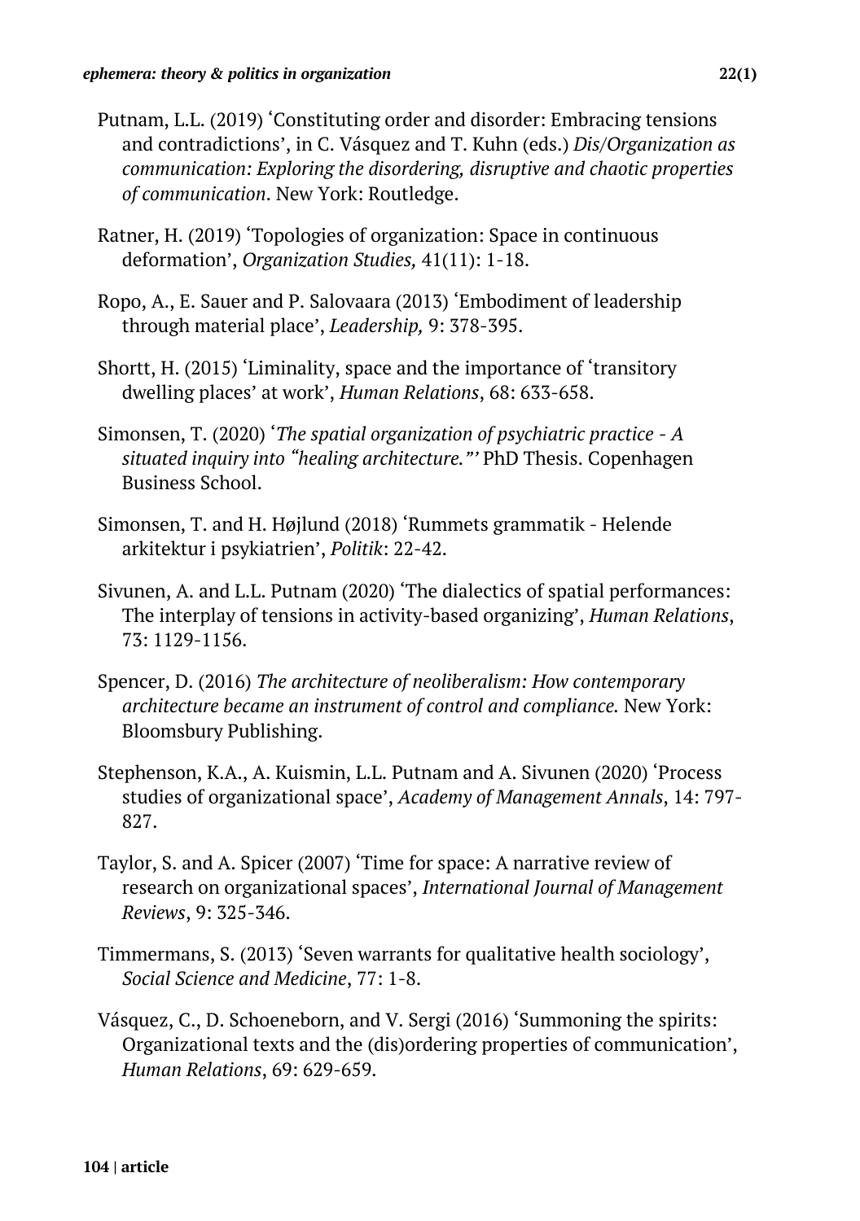Putnam, L.L. (2019) 'Constituting order and disorder: Embracing tensions and contradictions', in C. Vásquez and T. Kuhn (eds.) *Dis/Organization as communication: Exploring the disordering, disruptive and chaotic properties of communication*. New York: Routledge.

Ratner, H. (2019) 'Topologies of organization: Space in continuous deformation', *Organization Studies,* 41(11): 1-18.

Ropo, A., E. Sauer and P. Salovaara (2013) 'Embodiment of leadership through material place', *Leadership,* 9: 378-395.

Shortt, H. (2015) 'Liminality, space and the importance of 'transitory dwelling places' at work', *Human Relations*, 68: 633-658.

Simonsen, T. (2020) '*The spatial organization of psychiatric practice - A situated inquiry into "healing architecture."'* PhD Thesis. Copenhagen Business School.

Simonsen, T. and H. Højlund (2018) 'Rummets grammatik - Helende arkitektur i psykiatrien', *Politik*: 22-42.

Sivunen, A. and L.L. Putnam (2020) 'The dialectics of spatial performances: The interplay of tensions in activity-based organizing', *Human Relations*, 73: 1129-1156.

Spencer, D. (2016) *The architecture of neoliberalism: How contemporary architecture became an instrument of control and compliance.* New York: Bloomsbury Publishing.

Stephenson, K.A., A. Kuismin, L.L. Putnam and A. Sivunen (2020) 'Process studies of organizational space', *Academy of Management Annals*, 14: 797-827.

Taylor, S. and A. Spicer (2007) 'Time for space: A narrative review of research on organizational spaces', *International Journal of Management Reviews*, 9: 325-346.

Timmermans, S. (2013) 'Seven warrants for qualitative health sociology', *Social Science and Medicine*, 77: 1-8.

Vásquez, C., D. Schoeneborn, and V. Sergi (2016) 'Summoning the spirits: Organizational texts and the (dis)ordering properties of communication', *Human Relations*, 69: 629-659.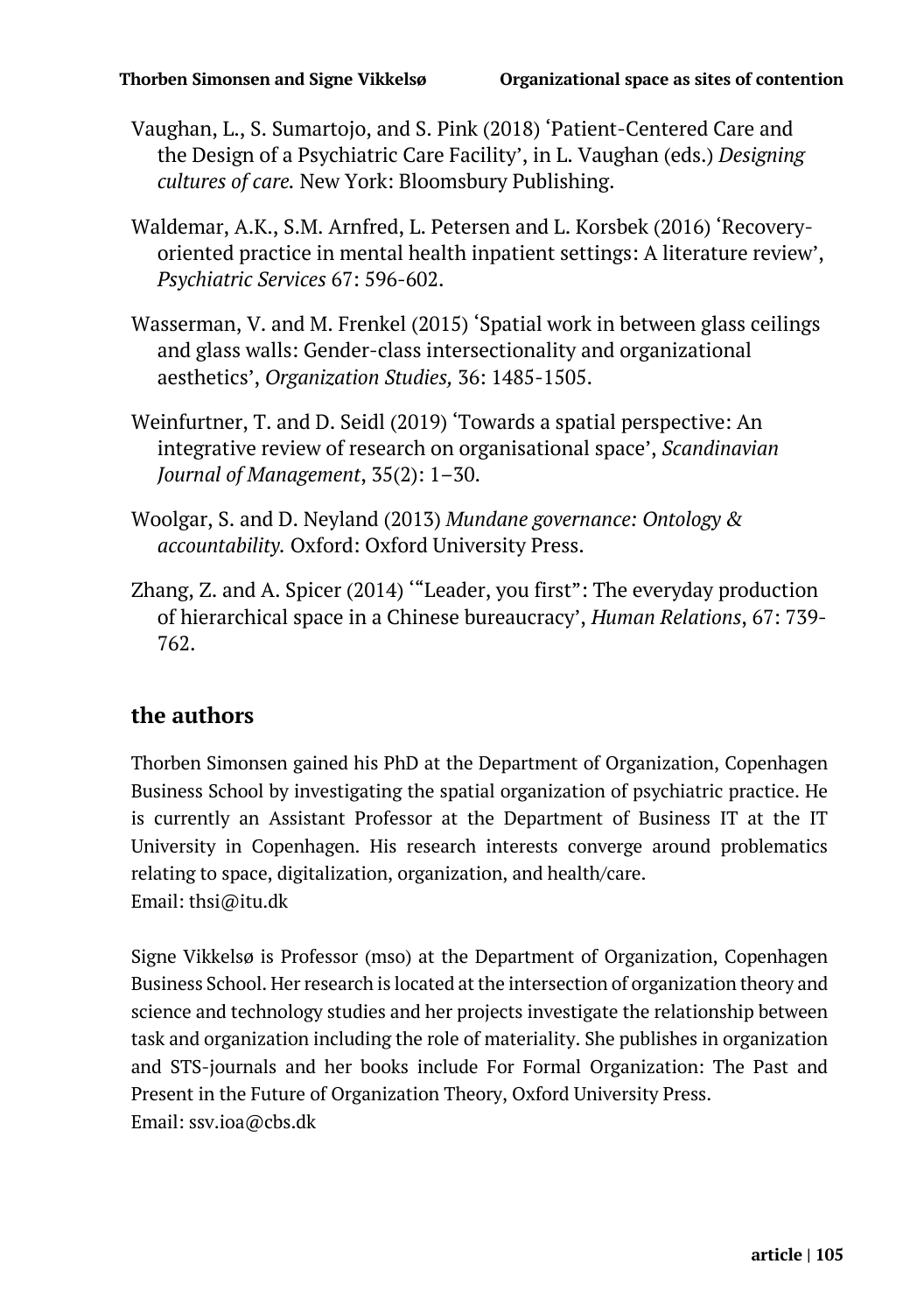Vaughan, L., S. Sumartojo, and S. Pink (2018) 'Patient-Centered Care and the Design of a Psychiatric Care Facility', in L. Vaughan (eds.) *Designing cultures of care.* New York: Bloomsbury Publishing.

Waldemar, A.K., S.M. Arnfred, L. Petersen and L. Korsbek (2016) 'Recovery-oriented practice in mental health inpatient settings: A literature review', *Psychiatric Services* 67: 596-602.

Wasserman, V. and M. Frenkel (2015) 'Spatial work in between glass ceilings and glass walls: Gender-class intersectionality and organizational aesthetics', *Organization Studies,* 36: 1485-1505.

Weinfurtner, T. and D. Seidl (2019) 'Towards a spatial perspective: An integrative review of research on organisational space', *Scandinavian Journal of Management*, 35(2): 1–30.

Woolgar, S. and D. Neyland (2013) *Mundane governance: Ontology & accountability.* Oxford: Oxford University Press.

Zhang, Z. and A. Spicer (2014) '"Leader, you first": The everyday production of hierarchical space in a Chinese bureaucracy', *Human Relations*, 67: 739-762.

## the authors

Thorben Simonsen gained his PhD at the Department of Organization, Copenhagen Business School by investigating the spatial organization of psychiatric practice. He is currently an Assistant Professor at the Department of Business IT at the IT University in Copenhagen. His research interests converge around problematics relating to space, digitalization, organization, and health/care.
Email: thsi@itu.dk

Signe Vikkelsø is Professor (mso) at the Department of Organization, Copenhagen Business School. Her research is located at the intersection of organization theory and science and technology studies and her projects investigate the relationship between task and organization including the role of materiality. She publishes in organization and STS-journals and her books include For Formal Organization: The Past and Present in the Future of Organization Theory, Oxford University Press.
Email: ssv.ioa@cbs.dk